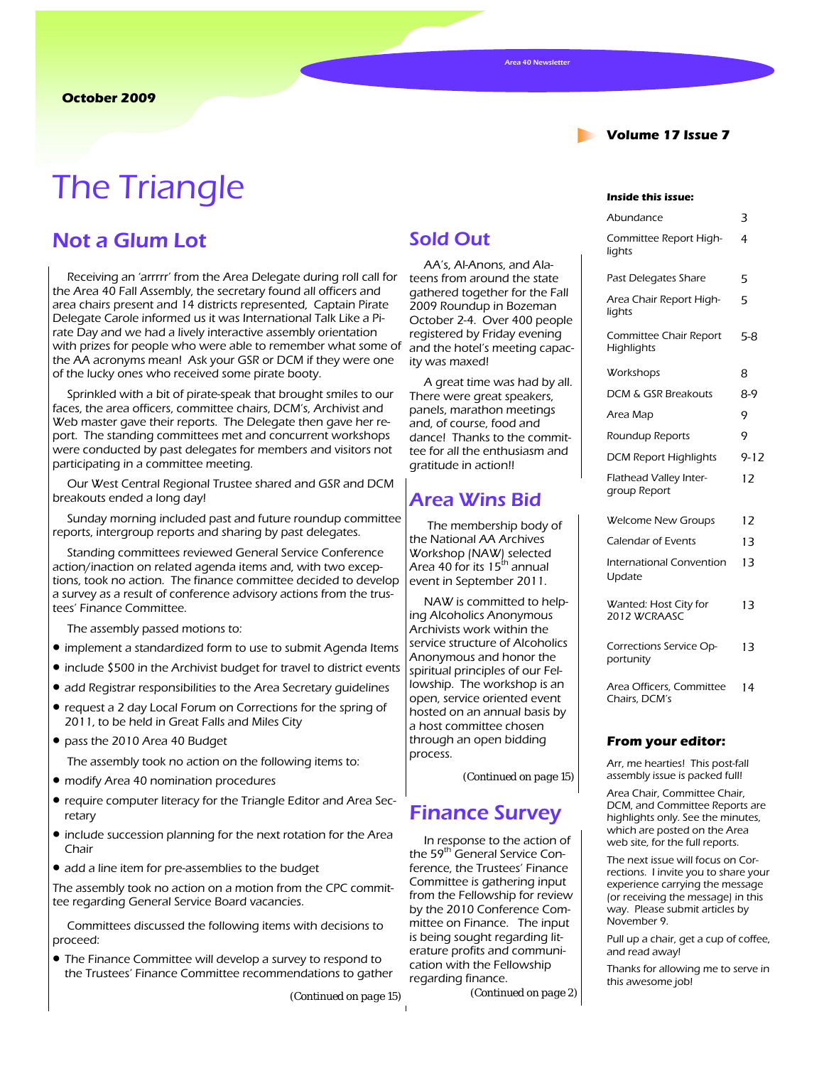October 2009

Area 40 Newsletter

**Volume 17 Issue 7**

# The Triangle

## Not a Glum Lot

Receiving an 'arrrrr' from the Area Delegate during roll call for the Area 40 Fall Assembly, the secretary found all officers and area chairs present and 14 districts represented, Captain Pirate Delegate Carole informed us it was International Talk Like a Pirate Day and we had a lively interactive assembly orientation with prizes for people who were able to remember what some of the AA acronyms mean! Ask your GSR or DCM if they were one of the lucky ones who received some pirate booty.

Sprinkled with a bit of pirate-speak that brought smiles to our faces, the area officers, committee chairs, DCM's, Archivist and Web master gave their reports. The Delegate then gave her report. The standing committees met and concurrent workshops were conducted by past delegates for members and visitors not participating in a committee meeting.

Our West Central Regional Trustee shared and GSR and DCM breakouts ended a long day!

Sunday morning included past and future roundup committee reports, intergroup reports and sharing by past delegates.

Standing committees reviewed General Service Conference action/inaction on related agenda items and, with two exceptions, took no action. The finance committee decided to develop a survey as a result of conference advisory actions from the trustees' Finance Committee.

The assembly passed motions to:

- implement a standardized form to use to submit Agenda Items
- include $500 in the Archivist budget for travel to district events
- add Registrar responsibilities to the Area Secretary guidelines
- request a 2 day Local Forum on Corrections for the spring of 2011, to be held in Great Falls and Miles City
- pass the 2010 Area 40 Budget

The assembly took no action on the following items to:

- modify Area 40 nomination procedures
- require computer literacy for the Triangle Editor and Area Secretary
- include succession planning for the next rotation for the Area Chair
- add a line item for pre-assemblies to the budget

The assembly took no action on a motion from the CPC committee regarding General Service Board vacancies.

Committees discussed the following items with decisions to proceed:

- The Finance Committee will develop a survey to respond to the Trustees' Finance Committee recommendations to gather

(Continued on page 15)

## Sold Out

AA's, Al-Anons, and Alateens from around the state gathered together for the Fall 2009 Roundup in Bozeman October 2-4. Over 400 people registered by Friday evening and the hotel's meeting capacity was maxed!

A great time was had by all. There were great speakers, panels, marathon meetings and, of course, food and dance! Thanks to the committee for all the enthusiasm and gratitude in action!!

## Area Wins Bid

The membership body of the National AA Archives Workshop (NAW) selected Area 40 for its 15th annual event in September 2011.

NAW is committed to helping Alcoholics Anonymous Archivists work within the service structure of Alcoholics Anonymous and honor the spiritual principles of our Fellowship. The workshop is an open, service oriented event hosted on an annual basis by a host committee chosen through an open bidding process.

(Continued on page 15)

## Finance Survey

In response to the action of the 59th General Service Conference, the Trustees' Finance Committee is gathering input from the Fellowship for review by the 2010 Conference Committee on Finance. The input is being sought regarding literature profits and communication with the Fellowship regarding finance.

(Continued on page 2)

**Inside this issue:**

| | |
|---|---|
| Abundance | 3 |
| Committee Report Highlights | 4 |
| Past Delegates Share | 5 |
| Area Chair Report Highlights | 5 |
| Committee Chair Report Highlights | 5-8 |
| Workshops | 8 |
| DCM & GSR Breakouts | 8-9 |
| Area Map | 9 |
| Roundup Reports | 9 |
| DCM Report Highlights | 9-12 |
| Flathead Valley Intergroup Report | 12 |
| Welcome New Groups | 12 |
| Calendar of Events | 13 |
| International Convention Update | 13 |
| Wanted: Host City for 2012 WCRAASC | 13 |
| Corrections Service Opportunity | 13 |
| Area Officers, Committee Chairs, DCM's | 14 |

**From your editor:**

Arr, me hearties! This post-fall assembly issue is packed full!

Area Chair, Committee Chair, DCM, and Committee Reports are highlights only. See the minutes, which are posted on the Area web site, for the full reports.

The next issue will focus on Corrections. I invite you to share your experience carrying the message (or receiving the message) in this way. Please submit articles by November 9.

Pull up a chair, get a cup of coffee, and read away!

Thanks for allowing me to serve in this awesome job!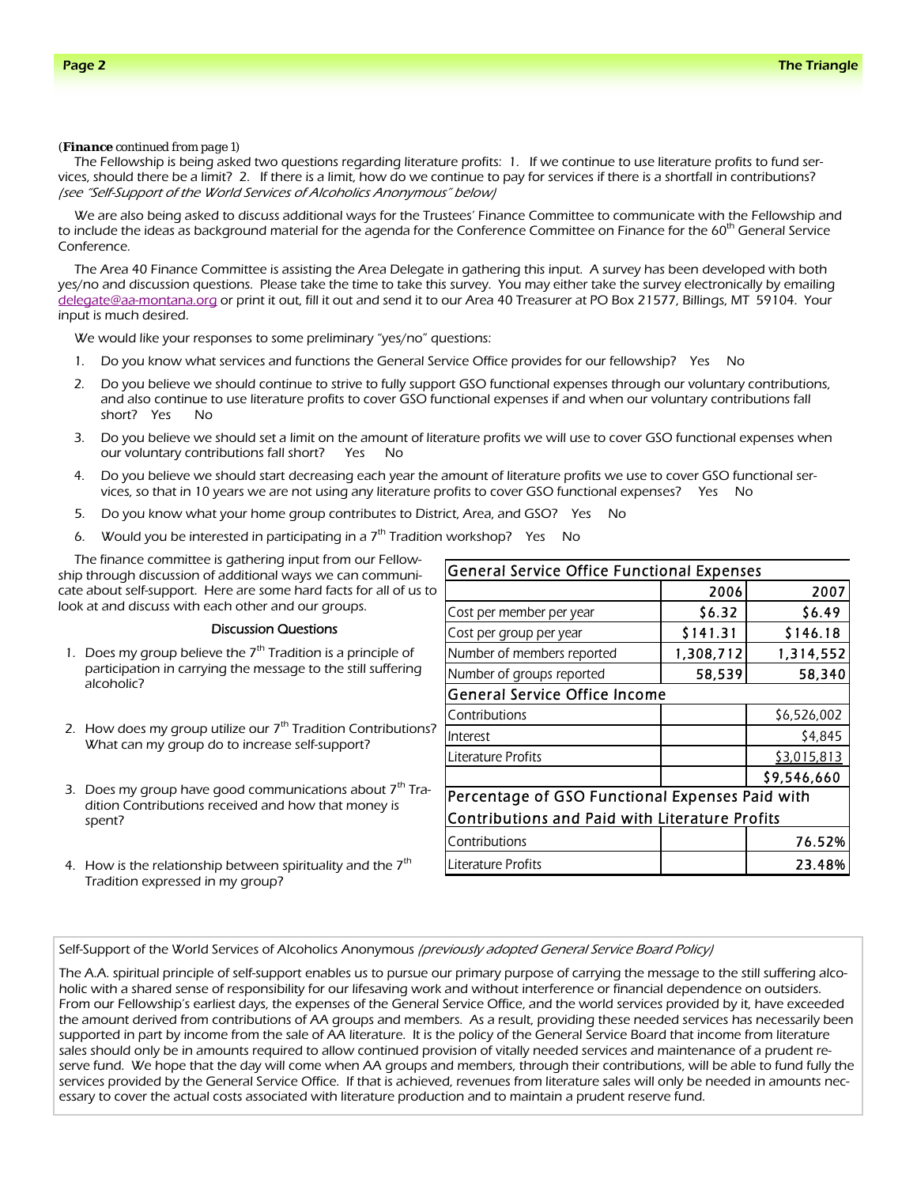(*Finance* continued from page 1)

The Fellowship is being asked two questions regarding literature profits: 1. If we continue to use literature profits to fund services, should there be a limit? 2. If there is a limit, how do we continue to pay for services if there is a shortfall in contributions? *(see "Self-Support of the World Services of Alcoholics Anonymous" below)*

We are also being asked to discuss additional ways for the Trustees' Finance Committee to communicate with the Fellowship and to include the ideas as background material for the agenda for the Conference Committee on Finance for the 60th General Service Conference.

The Area 40 Finance Committee is assisting the Area Delegate in gathering this input. A survey has been developed with both yes/no and discussion questions. Please take the time to take this survey. You may either take the survey electronically by emailing delegate@aa-montana.org or print it out, fill it out and send it to our Area 40 Treasurer at PO Box 21577, Billings, MT 59104. Your input is much desired.

We would like your responses to some preliminary "yes/no" questions:

1. Do you know what services and functions the General Service Office provides for our fellowship? Yes No
2. Do you believe we should continue to strive to fully support GSO functional expenses through our voluntary contributions, and also continue to use literature profits to cover GSO functional expenses if and when our voluntary contributions fall short? Yes No
3. Do you believe we should set a limit on the amount of literature profits we will use to cover GSO functional expenses when our voluntary contributions fall short? Yes No
4. Do you believe we should start decreasing each year the amount of literature profits we use to cover GSO functional services, so that in 10 years we are not using any literature profits to cover GSO functional expenses? Yes No
5. Do you know what your home group contributes to District, Area, and GSO? Yes No
6. Would you be interested in participating in a 7th Tradition workshop? Yes No

The finance committee is gathering input from our Fellowship through discussion of additional ways we can communicate about self-support. Here are some hard facts for all of us to look at and discuss with each other and our groups.

**Discussion Questions**

1. Does my group believe the 7th Tradition is a principle of participation in carrying the message to the still suffering alcoholic?
2. How does my group utilize our 7th Tradition Contributions? What can my group do to increase self-support?
3. Does my group have good communications about 7th Tradition Contributions received and how that money is spent?
4. How is the relationship between spirituality and the 7th Tradition expressed in my group?

| General Service Office Functional Expenses | | |
|---|---|---|
| | 2006 | 2007 |
| Cost per member per year | $6.32 | $6.49 |
| Cost per group per year | $141.31 | $146.18 |
| Number of members reported | 1,308,712 | 1,314,552 |
| Number of groups reported | 58,539 | 58,340 |
| **General Service Office Income** | | |
| Contributions | | $6,526,002 |
| Interest | | $4,845 |
| Literature Profits | | $3,015,813 |
| | | $9,546,660 |
| **Percentage of GSO Functional Expenses Paid with Contributions and Paid with Literature Profits** | | |
| Contributions | | 76.52% |
| Literature Profits | | 23.48% |

Self-Support of the World Services of Alcoholics Anonymous *(previously adopted General Service Board Policy)*

The A.A. spiritual principle of self-support enables us to pursue our primary purpose of carrying the message to the still suffering alcoholic with a shared sense of responsibility for our lifesaving work and without interference or financial dependence on outsiders. From our Fellowship's earliest days, the expenses of the General Service Office, and the world services provided by it, have exceeded the amount derived from contributions of AA groups and members. As a result, providing these needed services has necessarily been supported in part by income from the sale of AA literature. It is the policy of the General Service Board that income from literature sales should only be in amounts required to allow continued provision of vitally needed services and maintenance of a prudent reserve fund. We hope that the day will come when AA groups and members, through their contributions, will be able to fund fully the services provided by the General Service Office. If that is achieved, revenues from literature sales will only be needed in amounts necessary to cover the actual costs associated with literature production and to maintain a prudent reserve fund.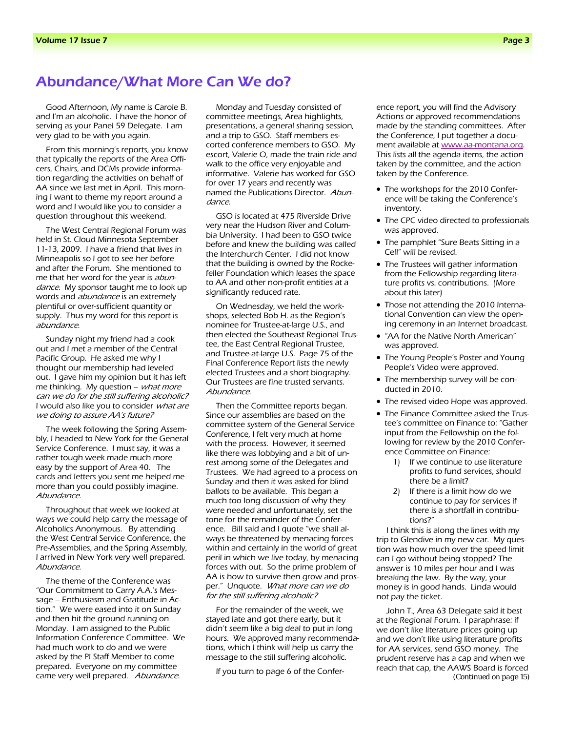# Abundance/What More Can We do?

Good Afternoon, My name is Carole B. and I'm an alcoholic. I have the honor of serving as your Panel 59 Delegate. I am very glad to be with you again.

From this morning's reports, you know that typically the reports of the Area Officers, Chairs, and DCMs provide information regarding the activities on behalf of AA since we last met in April. This morning I want to theme my report around a word and I would like you to consider a question throughout this weekend.

The West Central Regional Forum was held in St. Cloud Minnesota September 11-13, 2009. I have a friend that lives in Minneapolis so I got to see her before and after the Forum. She mentioned to me that her word for the year is *abundance*. My sponsor taught me to look up words and *abundance* is an extremely plentiful or over-sufficient quantity or supply. Thus my word for this report is *abundance*.

Sunday night my friend had a cook out and I met a member of the Central Pacific Group. He asked me why I thought our membership had leveled out. I gave him my opinion but it has left me thinking. My question – *what more can we do for the still suffering alcoholic?* I would also like you to consider *what are we doing to assure AA's future?*

The week following the Spring Assembly, I headed to New York for the General Service Conference. I must say, it was a rather tough week made much more easy by the support of Area 40. The cards and letters you sent me helped me more than you could possibly imagine. *Abundance*.

Throughout that week we looked at ways we could help carry the message of Alcoholics Anonymous. By attending the West Central Service Conference, the Pre-Assemblies, and the Spring Assembly, I arrived in New York very well prepared. *Abundance*.

The theme of the Conference was "Our Commitment to Carry A.A.'s Message – Enthusiasm and Gratitude in Action." We were eased into it on Sunday and then hit the ground running on Monday. I am assigned to the Public Information Conference Committee. We had much work to do and we were asked by the PI Staff Member to come prepared. Everyone on my committee came very well prepared. *Abundance.*

Monday and Tuesday consisted of committee meetings, Area highlights, presentations, a general sharing session, and a trip to GSO. Staff members escorted conference members to GSO. My escort, Valerie O, made the train ride and walk to the office very enjoyable and informative. Valerie has worked for GSO for over 17 years and recently was named the Publications Director. *Abundance*.

GSO is located at 475 Riverside Drive very near the Hudson River and Columbia University. I had been to GSO twice before and knew the building was called the Interchurch Center. I did not know that the building is owned by the Rockefeller Foundation which leases the space to AA and other non-profit entities at a significantly reduced rate.

On Wednesday, we held the workshops, selected Bob H. as the Region's nominee for Trustee-at-large U.S., and then elected the Southeast Regional Trustee, the East Central Regional Trustee, and Trustee-at-large U.S. Page 75 of the Final Conference Report lists the newly elected Trustees and a short biography. Our Trustees are fine trusted servants. *Abundance*.

Then the Committee reports began. Since our assemblies are based on the committee system of the General Service Conference, I felt very much at home with the process. However, it seemed like there was lobbying and a bit of unrest among some of the Delegates and Trustees. We had agreed to a process on Sunday and then it was asked for blind ballots to be available. This began a much too long discussion of why they were needed and unfortunately, set the tone for the remainder of the Conference. Bill said and I quote "we shall always be threatened by menacing forces within and certainly in the world of great peril in which we live today, by menacing forces with out. So the prime problem of AA is how to survive then grow and prosper." Unquote. *What more can we do for the still suffering alcoholic?*

For the remainder of the week, we stayed late and got there early, but it didn't seem like a big deal to put in long hours. We approved many recommendations, which I think will help us carry the message to the still suffering alcoholic.

If you turn to page 6 of the Conference report, you will find the Advisory Actions or approved recommendations made by the standing committees. After the Conference, I put together a document available at www.aa-montana.org. This lists all the agenda items, the action taken by the committee, and the action taken by the Conference.

- The workshops for the 2010 Conference will be taking the Conference's inventory.
- The CPC video directed to professionals was approved.
- The pamphlet "Sure Beats Sitting in a Cell" will be revised.
- The Trustees will gather information from the Fellowship regarding literature profits vs. contributions. (More about this later)
- Those not attending the 2010 International Convention can view the opening ceremony in an Internet broadcast.
- "AA for the Native North American" was approved.
- The Young People's Poster and Young People's Video were approved.
- The membership survey will be conducted in 2010.
- The revised video Hope was approved.
- The Finance Committee asked the Trustee's committee on Finance to: "Gather input from the Fellowship on the following for review by the 2010 Conference Committee on Finance:
    1) If we continue to use literature profits to fund services, should there be a limit?
    2) If there is a limit how do we continue to pay for services if there is a shortfall in contributions?"

I think this is along the lines with my trip to Glendive in my new car. My question was how much over the speed limit can I go without being stopped? The answer is 10 miles per hour and I was breaking the law. By the way, your money is in good hands. Linda would not pay the ticket.

John T., Area 63 Delegate said it best at the Regional Forum. I paraphrase: if we don't like literature prices going up and we don't like using literature profits for AA services, send GSO money. The prudent reserve has a cap and when we reach that cap, the AAWS Board is forced

(Continued on page 15)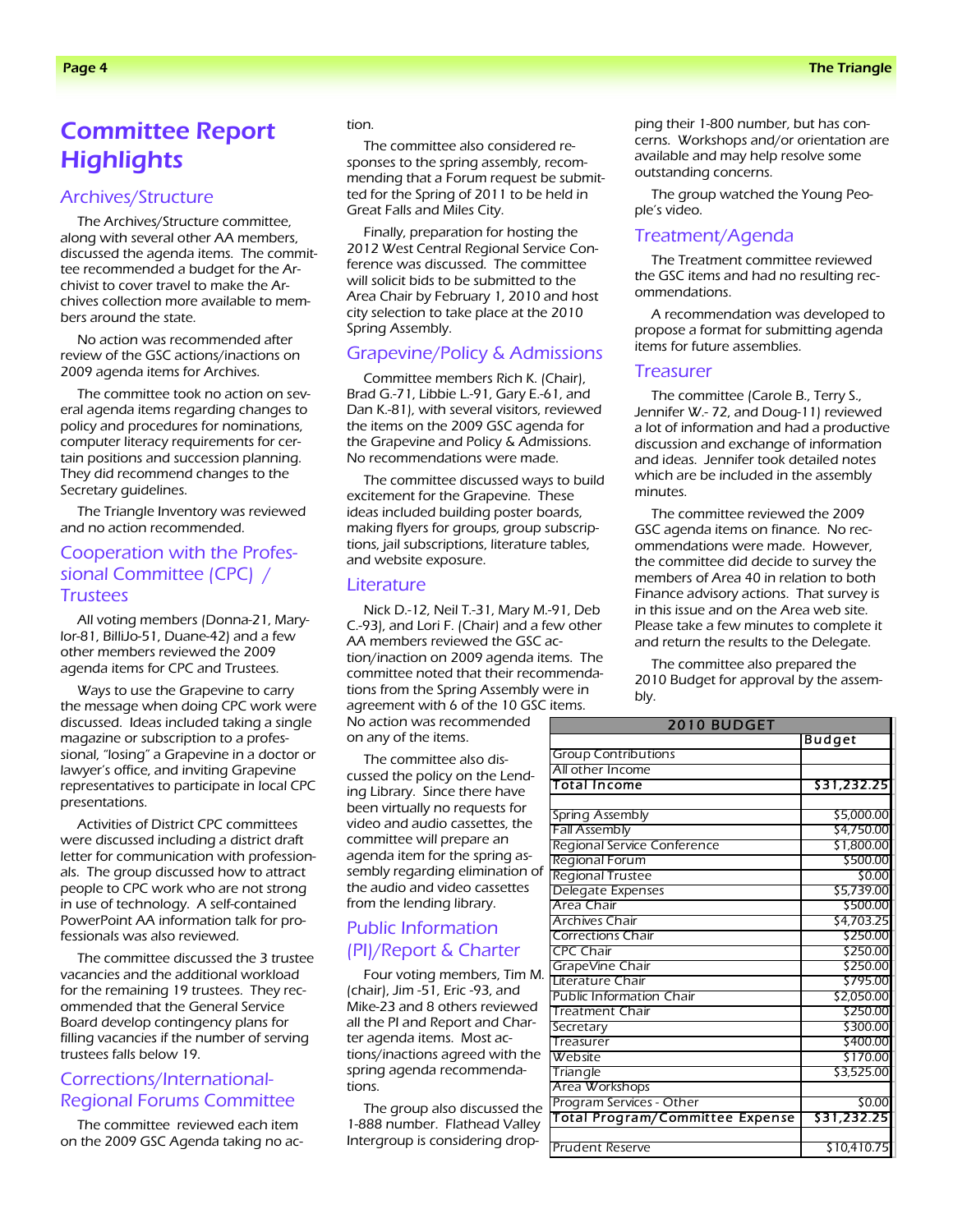# Committee Report Highlights

## Archives/Structure

The Archives/Structure committee, along with several other AA members, discussed the agenda items. The committee recommended a budget for the Archivist to cover travel to make the Archives collection more available to members around the state.

No action was recommended after review of the GSC actions/inactions on 2009 agenda items for Archives.

The committee took no action on several agenda items regarding changes to policy and procedures for nominations, computer literacy requirements for certain positions and succession planning. They did recommend changes to the Secretary guidelines.

The Triangle Inventory was reviewed and no action recommended.

## Cooperation with the Professional Committee (CPC) / Trustees

All voting members (Donna-21, Marylor-81, BilliJo-51, Duane-42) and a few other members reviewed the 2009 agenda items for CPC and Trustees.

Ways to use the Grapevine to carry the message when doing CPC work were discussed. Ideas included taking a single magazine or subscription to a professional, "losing" a Grapevine in a doctor or lawyer's office, and inviting Grapevine representatives to participate in local CPC presentations.

Activities of District CPC committees were discussed including a district draft letter for communication with professionals. The group discussed how to attract people to CPC work who are not strong in use of technology. A self-contained PowerPoint AA information talk for professionals was also reviewed.

The committee discussed the 3 trustee vacancies and the additional workload for the remaining 19 trustees. They recommended that the General Service Board develop contingency plans for filling vacancies if the number of serving trustees falls below 19.

## Corrections/International-Regional Forums Committee

The committee reviewed each item on the 2009 GSC Agenda taking no action.

The committee also considered responses to the spring assembly, recommending that a Forum request be submitted for the Spring of 2011 to be held in Great Falls and Miles City.

Finally, preparation for hosting the 2012 West Central Regional Service Conference was discussed. The committee will solicit bids to be submitted to the Area Chair by February 1, 2010 and host city selection to take place at the 2010 Spring Assembly.

## Grapevine/Policy & Admissions

Committee members Rich K. (Chair), Brad G.-71, Libbie L.-91, Gary E.-61, and Dan K.-81), with several visitors, reviewed the items on the 2009 GSC agenda for the Grapevine and Policy & Admissions. No recommendations were made.

The committee discussed ways to build excitement for the Grapevine. These ideas included building poster boards, making flyers for groups, group subscriptions, jail subscriptions, literature tables, and website exposure.

## Literature

Nick D.-12, Neil T.-31, Mary M.-91, Deb C.-93), and Lori F. (Chair) and a few other AA members reviewed the GSC action/inaction on 2009 agenda items. The committee noted that their recommendations from the Spring Assembly were in agreement with 6 of the 10 GSC items. No action was recommended on any of the items.

The committee also discussed the policy on the Lending Library. Since there have been virtually no requests for video and audio cassettes, the committee will prepare an agenda item for the spring assembly regarding elimination of the audio and video cassettes from the lending library.

## Public Information (PI)/Report & Charter

Four voting members, Tim M. (chair), Jim -51, Eric -93, and Mike-23 and 8 others reviewed all the PI and Report and Charter agenda items. Most actions/inactions agreed with the spring agenda recommendations.

The group also discussed the 1-888 number. Flathead Valley Intergroup is considering dropping their 1-800 number, but has concerns. Workshops and/or orientation are available and may help resolve some outstanding concerns.

The group watched the Young People's video.

## Treatment/Agenda

The Treatment committee reviewed the GSC items and had no resulting recommendations.

A recommendation was developed to propose a format for submitting agenda items for future assemblies.

## Treasurer

The committee (Carole B., Terry S., Jennifer W.- 72, and Doug-11) reviewed a lot of information and had a productive discussion and exchange of information and ideas. Jennifer took detailed notes which are be included in the assembly minutes.

The committee reviewed the 2009 GSC agenda items on finance. No recommendations were made. However, the committee did decide to survey the members of Area 40 in relation to both Finance advisory actions. That survey is in this issue and on the Area web site. Please take a few minutes to complete it and return the results to the Delegate.

The committee also prepared the 2010 Budget for approval by the assembly.

| 2010 BUDGET | Budget |
|---|---|
| Group Contributions | |
| All other Income | |
| **Total Income** | **$31,232.25** |
| | |
| Spring Assembly | $5,000.00 |
| Fall Assembly | $4,750.00 |
| Regional Service Conference | $1,800.00 |
| Regional Forum | $500.00 |
| Regional Trustee | $0.00 |
| Delegate Expenses | $5,739.00 |
| Area Chair | $500.00 |
| Archives Chair | $4,703.25 |
| Corrections Chair | $250.00 |
| CPC Chair | $250.00 |
| GrapeVine Chair | $250.00 |
| Literature Chair | $795.00 |
| Public Information Chair | $2,050.00 |
| Treatment Chair | $250.00 |
| Secretary | $300.00 |
| Treasurer | $400.00 |
| Website | $170.00 |
| Triangle | $3,525.00 |
| Area Workshops | |
| Program Services - Other | $0.00 |
| **Total Program/Committee Expense** | **$31,232.25** |
| | |
| Prudent Reserve | $10,410.75 |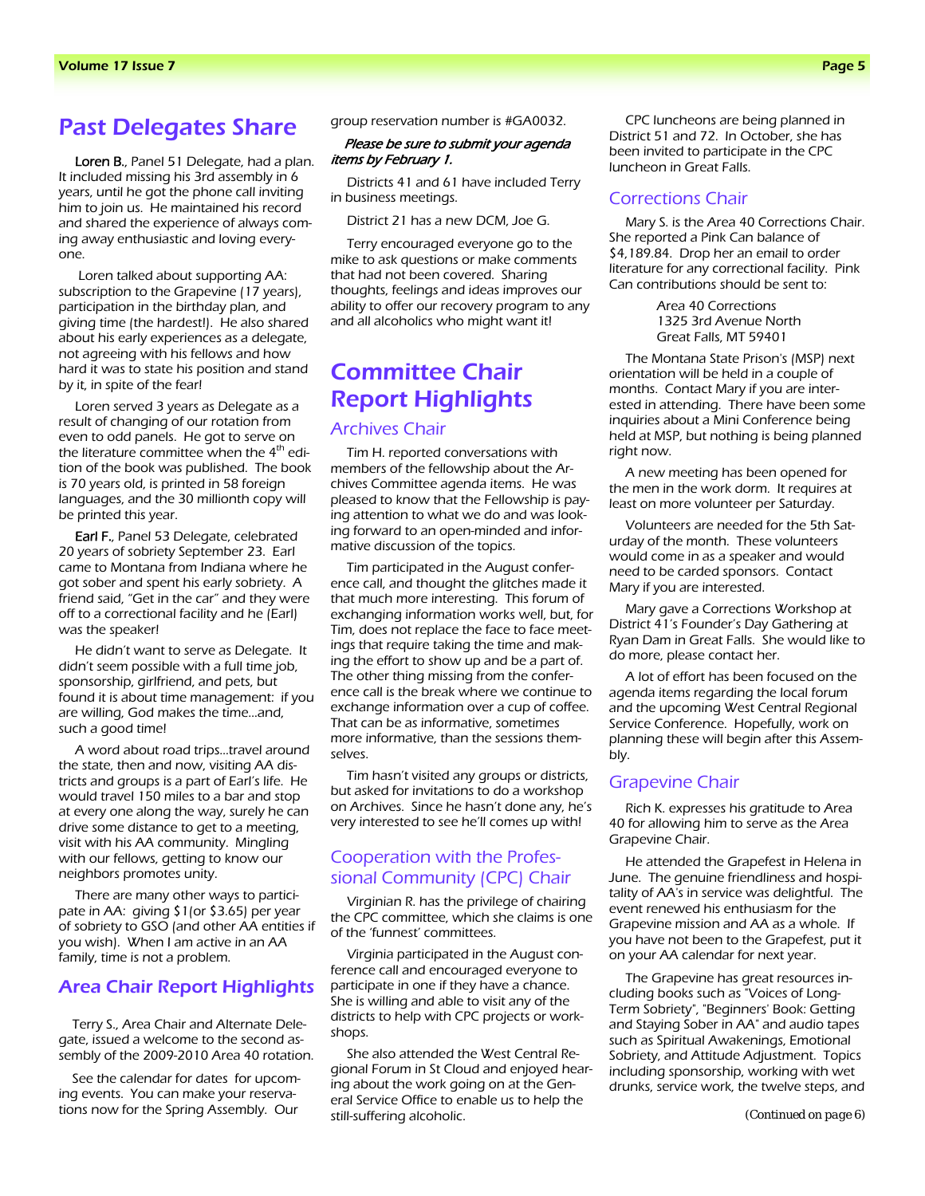## Past Delegates Share

**Loren B.**, Panel 51 Delegate, had a plan. It included missing his 3rd assembly in 6 years, until he got the phone call inviting him to join us. He maintained his record and shared the experience of always coming away enthusiastic and loving everyone.

Loren talked about supporting AA: subscription to the Grapevine (17 years), participation in the birthday plan, and giving time (the hardest!). He also shared about his early experiences as a delegate, not agreeing with his fellows and how hard it was to state his position and stand by it, in spite of the fear!

Loren served 3 years as Delegate as a result of changing of our rotation from even to odd panels. He got to serve on the literature committee when the 4th edition of the book was published. The book is 70 years old, is printed in 58 foreign languages, and the 30 millionth copy will be printed this year.

**Earl F.**, Panel 53 Delegate, celebrated 20 years of sobriety September 23. Earl came to Montana from Indiana where he got sober and spent his early sobriety. A friend said, "Get in the car" and they were off to a correctional facility and he (Earl) was the speaker!

He didn't want to serve as Delegate. It didn't seem possible with a full time job, sponsorship, girlfriend, and pets, but found it is about time management: if you are willing, God makes the time…and, such a good time!

A word about road trips…travel around the state, then and now, visiting AA districts and groups is a part of Earl's life. He would travel 150 miles to a bar and stop at every one along the way, surely he can drive some distance to get to a meeting, visit with his AA community. Mingling with our fellows, getting to know our neighbors promotes unity.

There are many other ways to participate in AA: giving $1(or $3.65) per year of sobriety to GSO (and other AA entities if you wish). When I am active in an AA family, time is not a problem.

## Area Chair Report Highlights

Terry S., Area Chair and Alternate Delegate, issued a welcome to the second assembly of the 2009-2010 Area 40 rotation.

See the calendar for dates for upcoming events. You can make your reservations now for the Spring Assembly. Our group reservation number is #GA0032.

***Please be sure to submit your agenda items by February 1.***

Districts 41 and 61 have included Terry in business meetings.

District 21 has a new DCM, Joe G.

Terry encouraged everyone go to the mike to ask questions or make comments that had not been covered. Sharing thoughts, feelings and ideas improves our ability to offer our recovery program to any and all alcoholics who might want it!

## Committee Chair Report Highlights

### Archives Chair

Tim H. reported conversations with members of the fellowship about the Archives Committee agenda items. He was pleased to know that the Fellowship is paying attention to what we do and was looking forward to an open-minded and informative discussion of the topics.

Tim participated in the August conference call, and thought the glitches made it that much more interesting. This forum of exchanging information works well, but, for Tim, does not replace the face to face meetings that require taking the time and making the effort to show up and be a part of. The other thing missing from the conference call is the break where we continue to exchange information over a cup of coffee. That can be as informative, sometimes more informative, than the sessions themselves.

Tim hasn't visited any groups or districts, but asked for invitations to do a workshop on Archives. Since he hasn't done any, he's very interested to see he'll comes up with!

### Cooperation with the Professional Community (CPC) Chair

Virginian R. has the privilege of chairing the CPC committee, which she claims is one of the 'funnest' committees.

Virginia participated in the August conference call and encouraged everyone to participate in one if they have a chance. She is willing and able to visit any of the districts to help with CPC projects or workshops.

She also attended the West Central Regional Forum in St Cloud and enjoyed hearing about the work going on at the General Service Office to enable us to help the still-suffering alcoholic.

CPC luncheons are being planned in District 51 and 72. In October, she has been invited to participate in the CPC luncheon in Great Falls.

### Corrections Chair

Mary S. is the Area 40 Corrections Chair. She reported a Pink Can balance of $4,189.84. Drop her an email to order literature for any correctional facility. Pink Can contributions should be sent to:

Area 40 Corrections  
1325 3rd Avenue North  
Great Falls, MT 59401

The Montana State Prison's (MSP) next orientation will be held in a couple of months. Contact Mary if you are interested in attending. There have been some inquiries about a Mini Conference being held at MSP, but nothing is being planned right now.

A new meeting has been opened for the men in the work dorm. It requires at least on more volunteer per Saturday.

Volunteers are needed for the 5th Saturday of the month. These volunteers would come in as a speaker and would need to be carded sponsors. Contact Mary if you are interested.

Mary gave a Corrections Workshop at District 41's Founder's Day Gathering at Ryan Dam in Great Falls. She would like to do more, please contact her.

A lot of effort has been focused on the agenda items regarding the local forum and the upcoming West Central Regional Service Conference. Hopefully, work on planning these will begin after this Assembly.

### Grapevine Chair

Rich K. expresses his gratitude to Area 40 for allowing him to serve as the Area Grapevine Chair.

He attended the Grapefest in Helena in June. The genuine friendliness and hospitality of AA's in service was delightful. The event renewed his enthusiasm for the Grapevine mission and AA as a whole. If you have not been to the Grapefest, put it on your AA calendar for next year.

The Grapevine has great resources including books such as "Voices of Long-Term Sobriety", "Beginners' Book: Getting and Staying Sober in AA" and audio tapes such as Spiritual Awakenings, Emotional Sobriety, and Attitude Adjustment. Topics including sponsorship, working with wet drunks, service work, the twelve steps, and

(Continued on page 6)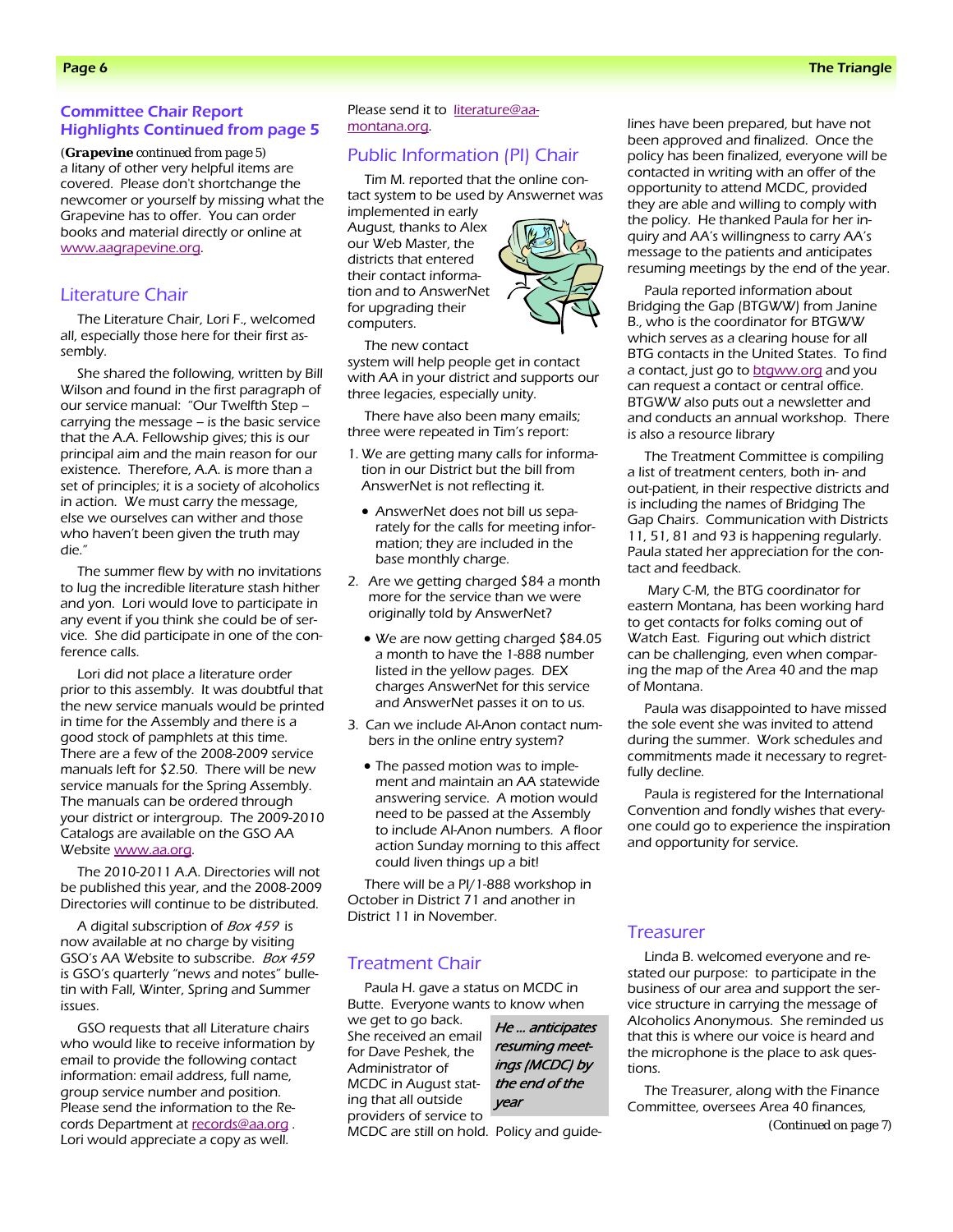## Committee Chair Report Highlights Continued from page 5

(**Grapevine** continued from page 5) a litany of other very helpful items are covered. Please don't shortchange the newcomer or yourself by missing what the Grapevine has to offer. You can order books and material directly or online at www.aagrapevine.org.

## Literature Chair

The Literature Chair, Lori F., welcomed all, especially those here for their first assembly.

She shared the following, written by Bill Wilson and found in the first paragraph of our service manual: "Our Twelfth Step – carrying the message – is the basic service that the A.A. Fellowship gives; this is our principal aim and the main reason for our existence. Therefore, A.A. is more than a set of principles; it is a society of alcoholics in action. We must carry the message, else we ourselves can wither and those who haven't been given the truth may die."

The summer flew by with no invitations to lug the incredible literature stash hither and yon. Lori would love to participate in any event if you think she could be of service. She did participate in one of the conference calls.

Lori did not place a literature order prior to this assembly. It was doubtful that the new service manuals would be printed in time for the Assembly and there is a good stock of pamphlets at this time. There are a few of the 2008-2009 service manuals left for $2.50. There will be new service manuals for the Spring Assembly. The manuals can be ordered through your district or intergroup. The 2009-2010 Catalogs are available on the GSO AA Website www.aa.org.

The 2010-2011 A.A. Directories will not be published this year, and the 2008-2009 Directories will continue to be distributed.

A digital subscription of *Box 459* is now available at no charge by visiting GSO's AA Website to subscribe. *Box 459* is GSO's quarterly "news and notes" bulletin with Fall, Winter, Spring and Summer issues.

GSO requests that all Literature chairs who would like to receive information by email to provide the following contact information: email address, full name, group service number and position. Please send the information to the Records Department at records@aa.org . Lori would appreciate a copy as well. Please send it to literature@aa-montana.org.

## Public Information (PI) Chair

Tim M. reported that the online contact system to be used by Answernet was implemented in early August, thanks to Alex our Web Master, the districts that entered their contact information and to AnswerNet for upgrading their computers.

The new contact system will help people get in contact with AA in your district and supports our three legacies, especially unity.

There have also been many emails; three were repeated in Tim's report:

1. We are getting many calls for information in our District but the bill from AnswerNet is not reflecting it.
   - AnswerNet does not bill us separately for the calls for meeting information; they are included in the base monthly charge.
2. Are we getting charged $84 a month more for the service than we were originally told by AnswerNet?
   - We are now getting charged $84.05 a month to have the 1-888 number listed in the yellow pages. DEX charges AnswerNet for this service and AnswerNet passes it on to us.
3. Can we include Al-Anon contact numbers in the online entry system?
   - The passed motion was to implement and maintain an AA statewide answering service. A motion would need to be passed at the Assembly to include Al-Anon numbers. A floor action Sunday morning to this affect could liven things up a bit!

There will be a PI/1-888 workshop in October in District 71 and another in District 11 in November.

## Treatment Chair

Paula H. gave a status on MCDC in Butte. Everyone wants to know when we get to go back. She received an email for Dave Peshek, the Administrator of MCDC in August stating that all outside providers of service to MCDC are still on hold. Policy and guidelines have been prepared, but have not been approved and finalized. Once the policy has been finalized, everyone will be contacted in writing with an offer of the opportunity to attend MCDC, provided they are able and willing to comply with the policy. He thanked Paula for her inquiry and AA's willingness to carry AA's message to the patients and anticipates resuming meetings by the end of the year.

> ***He … anticipates resuming meetings (MCDC) by the end of the year***

Paula reported information about Bridging the Gap (BTGWW) from Janine B., who is the coordinator for BTGWW which serves as a clearing house for all BTG contacts in the United States. To find a contact, just go to btgww.org and you can request a contact or central office. BTGWW also puts out a newsletter and and conducts an annual workshop. There is also a resource library

The Treatment Committee is compiling a list of treatment centers, both in- and out-patient, in their respective districts and is including the names of Bridging The Gap Chairs. Communication with Districts 11, 51, 81 and 93 is happening regularly. Paula stated her appreciation for the contact and feedback.

Mary C-M, the BTG coordinator for eastern Montana, has been working hard to get contacts for folks coming out of Watch East. Figuring out which district can be challenging, even when comparing the map of the Area 40 and the map of Montana.

Paula was disappointed to have missed the sole event she was invited to attend during the summer. Work schedules and commitments made it necessary to regretfully decline.

Paula is registered for the International Convention and fondly wishes that everyone could go to experience the inspiration and opportunity for service.

## Treasurer

Linda B. welcomed everyone and restated our purpose: to participate in the business of our area and support the service structure in carrying the message of Alcoholics Anonymous. She reminded us that this is where our voice is heard and the microphone is the place to ask questions.

The Treasurer, along with the Finance Committee, oversees Area 40 finances,

(Continued on page 7)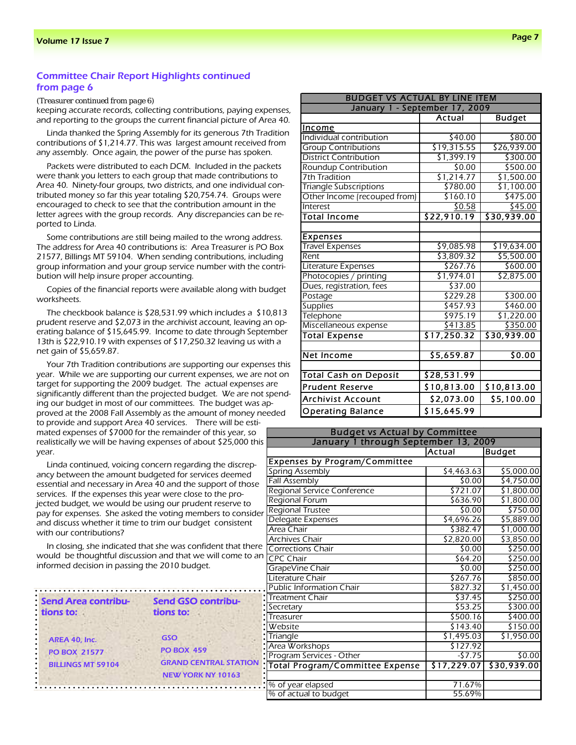## Committee Chair Report Highlights continued from page 6

(Treasurer continued from page 6)
keeping accurate records, collecting contributions, paying expenses, and reporting to the groups the current financial picture of Area 40.

Linda thanked the Spring Assembly for its generous 7th Tradition contributions of $1,214.77. This was largest amount received from any assembly. Once again, the power of the purse has spoken.

Packets were distributed to each DCM. Included in the packets were thank you letters to each group that made contributions to Area 40. Ninety-four groups, two districts, and one individual contributed money so far this year totaling $20,754.74. Groups were encouraged to check to see that the contribution amount in the letter agrees with the group records. Any discrepancies can be reported to Linda.

Some contributions are still being mailed to the wrong address. The address for Area 40 contributions is: Area Treasurer is PO Box 21577, Billings MT 59104. When sending contributions, including group information and your group service number with the contribution will help insure proper accounting.

Copies of the financial reports were available along with budget worksheets.

The checkbook balance is $28,531.99 which includes a $10,813 prudent reserve and $2,073 in the archivist account, leaving an operating balance of $15,645.99. Income to date through September 13th is $22,910.19 with expenses of $17,250.32 leaving us with a net gain of $5,659.87.

Your 7th Tradition contributions are supporting our expenses this year. While we are supporting our current expenses, we are not on target for supporting the 2009 budget. The actual expenses are significantly different than the projected budget. We are not spending our budget in most of our committees. The budget was approved at the 2008 Fall Assembly as the amount of money needed to provide and support Area 40 services. There will be estimated expenses of $7000 for the remainder of this year, so realistically we will be having expenses of about $25,000 this year.

Linda continued, voicing concern regarding the discrepancy between the amount budgeted for services deemed essential and necessary in Area 40 and the support of those services. If the expenses this year were close to the projected budget, we would be using our prudent reserve to pay for expenses. She asked the voting members to consider and discuss whether it time to trim our budget consistent with our contributions?

In closing, she indicated that she was confident that there would be thoughtful discussion and that we will come to an informed decision in passing the 2010 budget.

| BUDGET VS ACTUAL BY LINE ITEM January 1 - September 17, 2009 | | |
|---|---|---|
| | Actual | Budget |
| **Income** | | |
| Individual contribution | $40.00 | $80.00 |
| Group Contributions | $19,315.55 | $26,939.00 |
| District Contribution | $1,399.19 | $300.00 |
| Roundup Contribution | $0.00 | $500.00 |
| 7th Tradition | $1,214.77 | $1,500.00 |
| Triangle Subscriptions | $780.00 | $1,100.00 |
| Other Income (recouped from) | $160.10 | $475.00 |
| Interest | $0.58 | $45.00 |
| **Total Income** | **$22,910.19** | **$30,939.00** |
| | | |
| **Expenses** | | |
| Travel Expenses | $9,085.98 | $19,634.00 |
| Rent | $3,809.32 | $5,500.00 |
| Literature Expenses | $267.76 | $600.00 |
| Photocopies / printing | $1,974.01 | $2,875.00 |
| Dues, registration, fees | $37.00 | |
| Postage | $229.28 | $300.00 |
| Supplies | $457.93 | $460.00 |
| Telephone | $975.19 | $1,220.00 |
| Miscellaneous expense | $413.85 | $350.00 |
| **Total Expense** | **$17,250.32** | **$30,939.00** |
| | | |
| **Net Income** | **$5,659.87** | **$0.00** |
| | | |
| **Total Cash on Deposit** | **$28,531.99** | |
| **Prudent Reserve** | **$10,813.00** | **$10,813.00** |
| **Archivist Account** | **$2,073.00** | **$5,100.00** |
| **Operating Balance** | **$15,645.99** | |

| Budget vs Actual by Committee January 1 through September 13, 2009 | | |
|---|---|---|
| | Actual | Budget |
| **Expenses by Program/Committee** | | |
| Spring Assembly | $4,463.63 | $5,000.00 |
| Fall Assembly | $0.00 | $4,750.00 |
| Regional Service Conference | $721.07 | $1,800.00 |
| Regional Forum | $636.90 | $1,800.00 |
| Regional Trustee | $0.00 | $750.00 |
| Delegate Expenses | $4,696.26 | $5,889.00 |
| Area Chair | $382.47 | $1,000.00 |
| Archives Chair | $2,820.00 | $3,850.00 |
| Corrections Chair | $0.00 | $250.00 |
| CPC Chair | $64.20 | $250.00 |
| GrapeVine Chair | $0.00 | $250.00 |
| Literature Chair | $267.76 | $850.00 |
| Public Information Chair | $827.32 | $1,450.00 |
| Treatment Chair | $37.45 | $250.00 |
| Secretary | $53.25 | $300.00 |
| Treasurer | $500.16 | $400.00 |
| Website | $143.40 | $150.00 |
| Triangle | $1,495.03 | $1,950.00 |
| Area Workshops | $127.92 | |
| Program Services - Other | -$7.75 | $0.00 |
| **Total Program/Committee Expense** | **$17,229.07** | **$30,939.00** |
| | | |
| % of year elapsed | 71.67% | |
| % of actual to budget | 55.69% | |

**Send Area contributions to:**

AREA 40, Inc.
PO BOX 21577
BILLINGS MT 59104

**Send GSO contributions to:**

GSO
PO BOX 459
GRAND CENTRAL STATION
NEW YORK NY 10163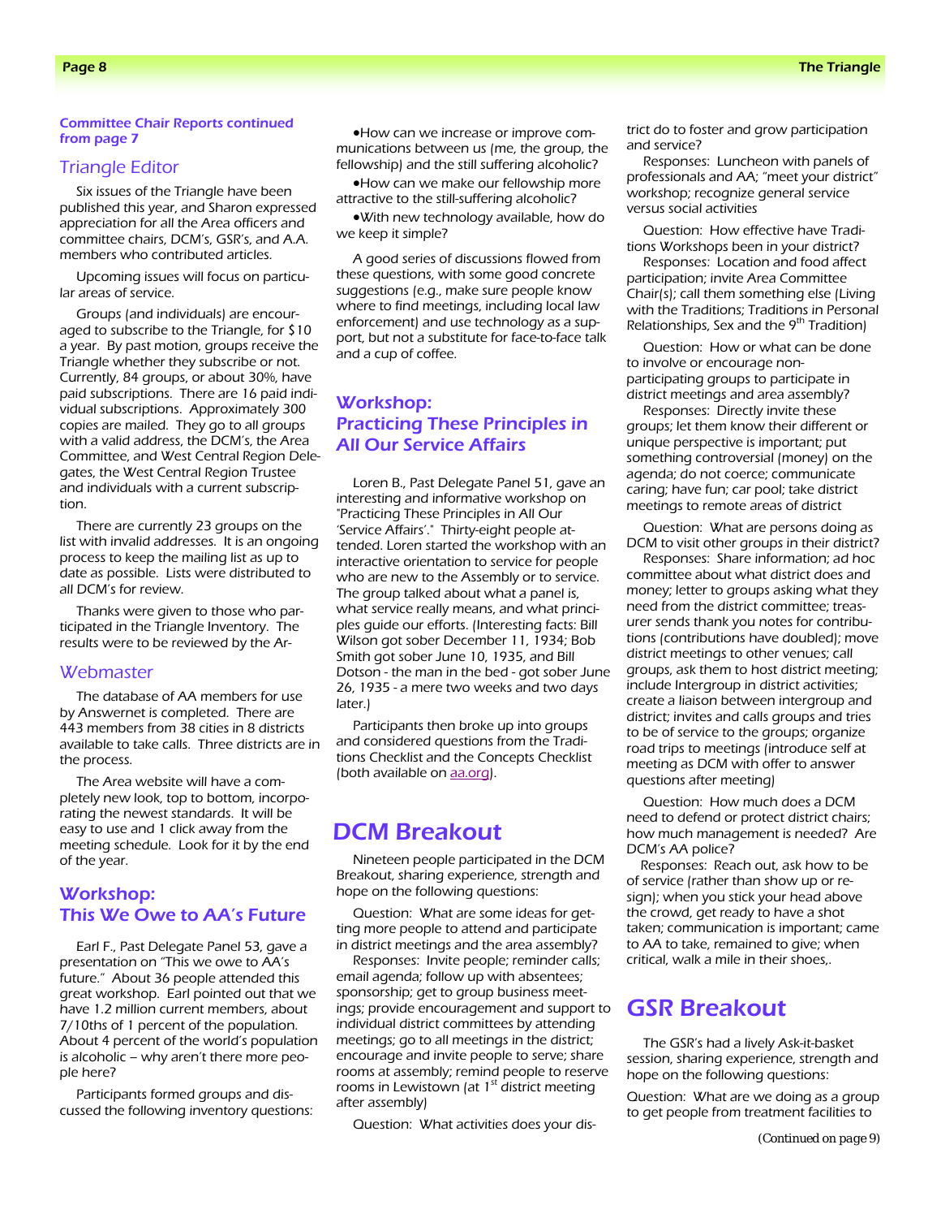**Committee Chair Reports continued from page 7**

## Triangle Editor

Six issues of the Triangle have been published this year, and Sharon expressed appreciation for all the Area officers and committee chairs, DCM's, GSR's, and A.A. members who contributed articles.

Upcoming issues will focus on particular areas of service.

Groups (and individuals) are encouraged to subscribe to the Triangle, for $10 a year. By past motion, groups receive the Triangle whether they subscribe or not. Currently, 84 groups, or about 30%, have paid subscriptions. There are 16 paid individual subscriptions. Approximately 300 copies are mailed. They go to all groups with a valid address, the DCM's, the Area Committee, and West Central Region Delegates, the West Central Region Trustee and individuals with a current subscription.

There are currently 23 groups on the list with invalid addresses. It is an ongoing process to keep the mailing list as up to date as possible. Lists were distributed to all DCM's for review.

Thanks were given to those who participated in the Triangle Inventory. The results were to be reviewed by the Ar-

## Webmaster

The database of AA members for use by Answernet is completed. There are 443 members from 38 cities in 8 districts available to take calls. Three districts are in the process.

The Area website will have a completely new look, top to bottom, incorporating the newest standards. It will be easy to use and 1 click away from the meeting schedule. Look for it by the end of the year.

## Workshop: This We Owe to AA's Future

Earl F., Past Delegate Panel 53, gave a presentation on "This we owe to AA's future." About 36 people attended this great workshop. Earl pointed out that we have 1.2 million current members, about 7/10ths of 1 percent of the population. About 4 percent of the world's population is alcoholic – why aren't there more people here?

Participants formed groups and discussed the following inventory questions:

- How can we increase or improve communications between us (me, the group, the fellowship) and the still suffering alcoholic?
- How can we make our fellowship more attractive to the still-suffering alcoholic?
- With new technology available, how do we keep it simple?

A good series of discussions flowed from these questions, with some good concrete suggestions (e.g., make sure people know where to find meetings, including local law enforcement) and use technology as a support, but not a substitute for face-to-face talk and a cup of coffee.

## Workshop: Practicing These Principles in All Our Service Affairs

Loren B., Past Delegate Panel 51, gave an interesting and informative workshop on "Practicing These Principles in All Our 'Service Affairs'." Thirty-eight people attended. Loren started the workshop with an interactive orientation to service for people who are new to the Assembly or to service. The group talked about what a panel is, what service really means, and what principles guide our efforts. (Interesting facts: Bill Wilson got sober December 11, 1934; Bob Smith got sober June 10, 1935, and Bill Dotson - the man in the bed - got sober June 26, 1935 - a mere two weeks and two days later.)

Participants then broke up into groups and considered questions from the Traditions Checklist and the Concepts Checklist (both available on aa.org).

# DCM Breakout

Nineteen people participated in the DCM Breakout, sharing experience, strength and hope on the following questions:

Question: What are some ideas for getting more people to attend and participate in district meetings and the area assembly?
Responses: Invite people; reminder calls; email agenda; follow up with absentees; sponsorship; get to group business meetings; provide encouragement and support to individual district committees by attending meetings; go to all meetings in the district; encourage and invite people to serve; share rooms at assembly; remind people to reserve rooms in Lewistown (at 1st district meeting after assembly)

Question: What activities does your district do to foster and grow participation and service?
Responses: Luncheon with panels of professionals and AA; "meet your district" workshop; recognize general service versus social activities

Question: How effective have Traditions Workshops been in your district?
Responses: Location and food affect participation; invite Area Committee Chair(s); call them something else (Living with the Traditions; Traditions in Personal Relationships, Sex and the 9th Tradition)

Question: How or what can be done to involve or encourage non-participating groups to participate in district meetings and area assembly?
Responses: Directly invite these groups; let them know their different or unique perspective is important; put something controversial (money) on the agenda; do not coerce; communicate caring; have fun; car pool; take district meetings to remote areas of district

Question: What are persons doing as DCM to visit other groups in their district?
Responses: Share information; ad hoc committee about what district does and money; letter to groups asking what they need from the district committee; treasurer sends thank you notes for contributions (contributions have doubled); move district meetings to other venues; call groups, ask them to host district meeting; include Intergroup in district activities; create a liaison between intergroup and district; invites and calls groups and tries to be of service to the groups; organize road trips to meetings (introduce self at meeting as DCM with offer to answer questions after meeting)

Question: How much does a DCM need to defend or protect district chairs; how much management is needed? Are DCM's AA police?
Responses: Reach out, ask how to be of service (rather than show up or resign); when you stick your head above the crowd, get ready to have a shot taken; communication is important; came to AA to take, remained to give; when critical, walk a mile in their shoes,.

# GSR Breakout

The GSR's had a lively Ask-it-basket session, sharing experience, strength and hope on the following questions:

Question: What are we doing as a group to get people from treatment facilities to

(Continued on page 9)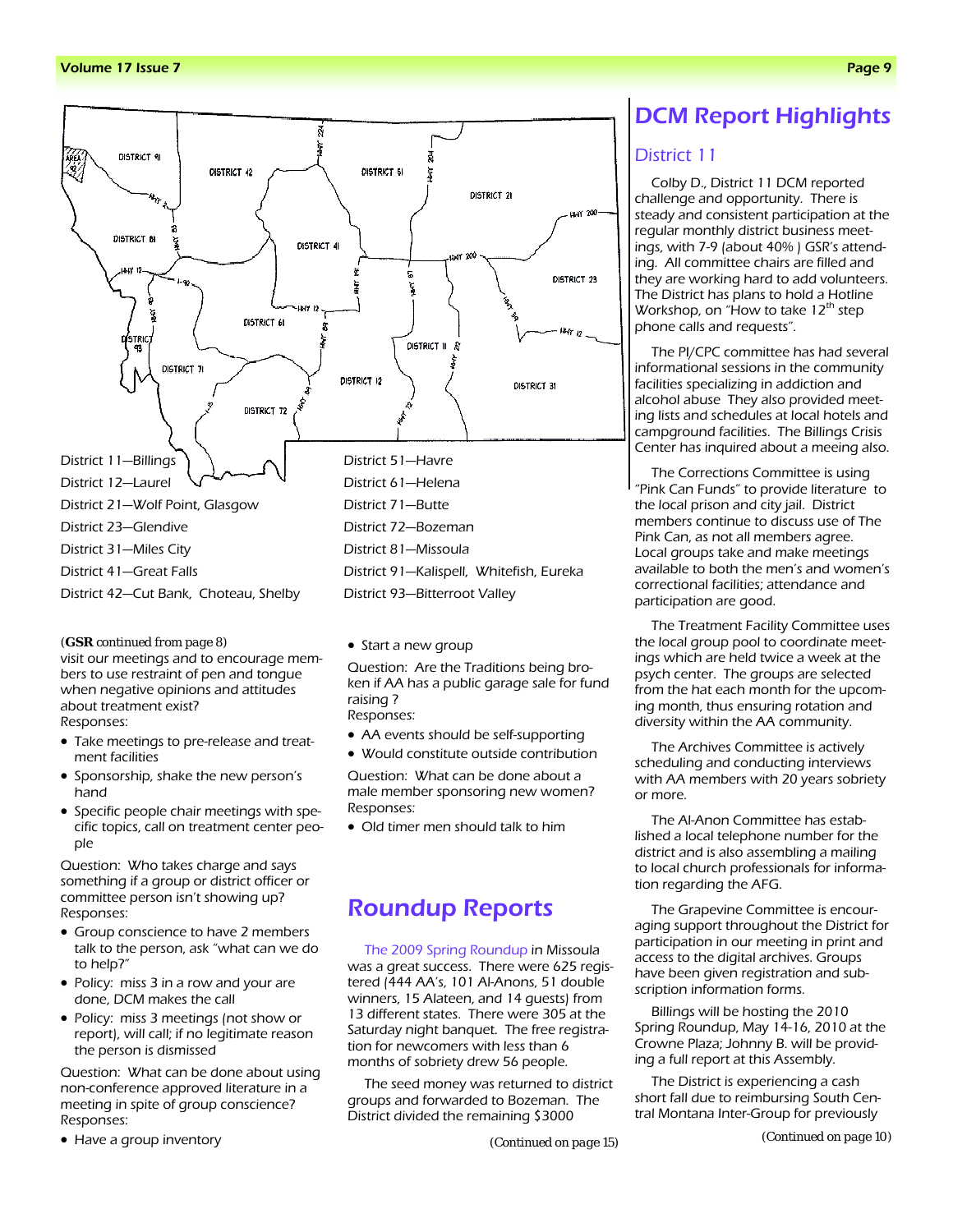District 11—Billings
District 12—Laurel
District 21—Wolf Point, Glasgow
District 23—Glendive
District 31—Miles City
District 41—Great Falls
District 42—Cut Bank, Choteau, Shelby
District 51—Havre
District 61—Helena
District 71—Butte
District 72—Bozeman
District 81—Missoula
District 91—Kalispell, Whitefish, Eureka
District 93—Bitterroot Valley

(**GSR** continued from page 8)
visit our meetings and to encourage members to use restraint of pen and tongue when negative opinions and attitudes about treatment exist?
Responses:

- Take meetings to pre-release and treatment facilities
- Sponsorship, shake the new person's hand
- Specific people chair meetings with specific topics, call on treatment center people

Question: Who takes charge and says something if a group or district officer or committee person isn't showing up?
Responses:

- Group conscience to have 2 members talk to the person, ask "what can we do to help?"
- Policy: miss 3 in a row and your are done, DCM makes the call
- Policy: miss 3 meetings (not show or report), will call; if no legitimate reason the person is dismissed

Question: What can be done about using non-conference approved literature in a meeting in spite of group conscience?
Responses:

- Have a group inventory
- Start a new group

Question: Are the Traditions being broken if AA has a public garage sale for fund raising ?
Responses:

- AA events should be self-supporting
- Would constitute outside contribution

Question: What can be done about a male member sponsoring new women?
Responses:

- Old timer men should talk to him

# Roundup Reports

The 2009 Spring Roundup in Missoula was a great success. There were 625 registered (444 AA's, 101 Al-Anons, 51 double winners, 15 Alateen, and 14 guests) from 13 different states. There were 305 at the Saturday night banquet. The free registration for newcomers with less than 6 months of sobriety drew 56 people.

The seed money was returned to district groups and forwarded to Bozeman. The District divided the remaining $3000

(Continued on page 15)

# DCM Report Highlights

## District 11

Colby D., District 11 DCM reported challenge and opportunity. There is steady and consistent participation at the regular monthly district business meetings, with 7-9 (about 40% ) GSR's attending. All committee chairs are filled and they are working hard to add volunteers. The District has plans to hold a Hotline Workshop, on "How to take 12th step phone calls and requests".

The PI/CPC committee has had several informational sessions in the community facilities specializing in addiction and alcohol abuse They also provided meeting lists and schedules at local hotels and campground facilities. The Billings Crisis Center has inquired about a meeing also.

The Corrections Committee is using "Pink Can Funds" to provide literature to the local prison and city jail. District members continue to discuss use of The Pink Can, as not all members agree. Local groups take and make meetings available to both the men's and women's correctional facilities; attendance and participation are good.

The Treatment Facility Committee uses the local group pool to coordinate meetings which are held twice a week at the psych center. The groups are selected from the hat each month for the upcoming month, thus ensuring rotation and diversity within the AA community.

The Archives Committee is actively scheduling and conducting interviews with AA members with 20 years sobriety or more.

The Al-Anon Committee has established a local telephone number for the district and is also assembling a mailing to local church professionals for information regarding the AFG.

The Grapevine Committee is encouraging support throughout the District for participation in our meeting in print and access to the digital archives. Groups have been given registration and subscription information forms.

Billings will be hosting the 2010 Spring Roundup, May 14-16, 2010 at the Crowne Plaza; Johnny B. will be providing a full report at this Assembly.

The District is experiencing a cash short fall due to reimbursing South Central Montana Inter-Group for previously

(Continued on page 10)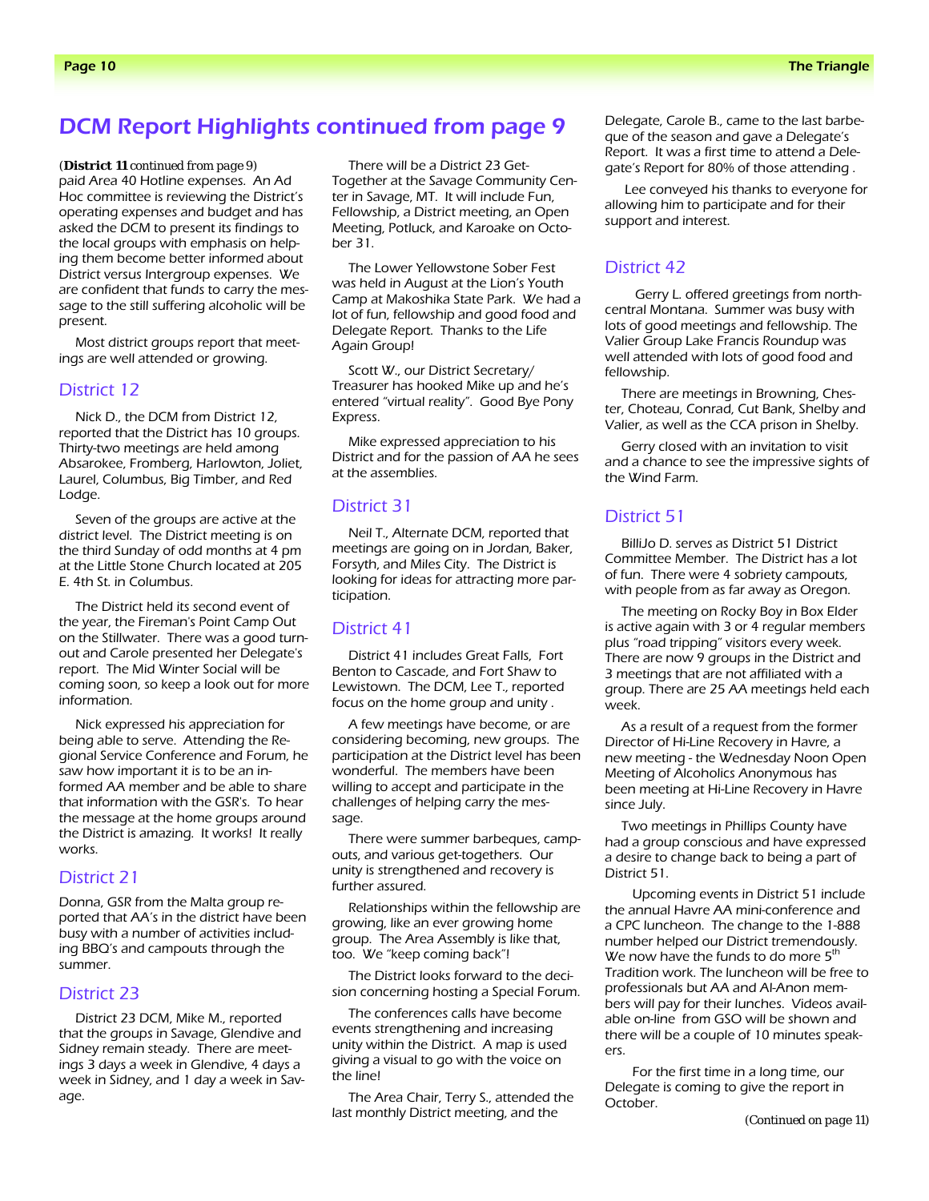# DCM Report Highlights continued from page 9

(**District 11** continued from page 9) paid Area 40 Hotline expenses. An Ad Hoc committee is reviewing the District's operating expenses and budget and has asked the DCM to present its findings to the local groups with emphasis on helping them become better informed about District versus Intergroup expenses. We are confident that funds to carry the message to the still suffering alcoholic will be present.

Most district groups report that meetings are well attended or growing.

## District 12

Nick D., the DCM from District 12, reported that the District has 10 groups. Thirty-two meetings are held among Absarokee, Fromberg, Harlowton, Joliet, Laurel, Columbus, Big Timber, and Red Lodge.

Seven of the groups are active at the district level. The District meeting is on the third Sunday of odd months at 4 pm at the Little Stone Church located at 205 E. 4th St. in Columbus.

The District held its second event of the year, the Fireman's Point Camp Out on the Stillwater. There was a good turnout and Carole presented her Delegate's report. The Mid Winter Social will be coming soon, so keep a look out for more information.

Nick expressed his appreciation for being able to serve. Attending the Regional Service Conference and Forum, he saw how important it is to be an informed AA member and be able to share that information with the GSR's. To hear the message at the home groups around the District is amazing. It works! It really works.

## District 21

Donna, GSR from the Malta group reported that AA's in the district have been busy with a number of activities including BBQ's and campouts through the summer.

## District 23

District 23 DCM, Mike M., reported that the groups in Savage, Glendive and Sidney remain steady. There are meetings 3 days a week in Glendive, 4 days a week in Sidney, and 1 day a week in Savage.

There will be a District 23 Get-Together at the Savage Community Center in Savage, MT. It will include Fun, Fellowship, a District meeting, an Open Meeting, Potluck, and Karoake on October 31.

The Lower Yellowstone Sober Fest was held in August at the Lion's Youth Camp at Makoshika State Park. We had a lot of fun, fellowship and good food and Delegate Report. Thanks to the Life Again Group!

Scott W., our District Secretary/ Treasurer has hooked Mike up and he's entered "virtual reality". Good Bye Pony Express.

Mike expressed appreciation to his District and for the passion of AA he sees at the assemblies.

## District 31

Neil T., Alternate DCM, reported that meetings are going on in Jordan, Baker, Forsyth, and Miles City. The District is looking for ideas for attracting more participation.

## District 41

District 41 includes Great Falls, Fort Benton to Cascade, and Fort Shaw to Lewistown. The DCM, Lee T., reported focus on the home group and unity .

A few meetings have become, or are considering becoming, new groups. The participation at the District level has been wonderful. The members have been willing to accept and participate in the challenges of helping carry the message.

There were summer barbeques, campouts, and various get-togethers. Our unity is strengthened and recovery is further assured.

Relationships within the fellowship are growing, like an ever growing home group. The Area Assembly is like that, too. We "keep coming back"!

The District looks forward to the decision concerning hosting a Special Forum.

The conferences calls have become events strengthening and increasing unity within the District. A map is used giving a visual to go with the voice on the line!

The Area Chair, Terry S., attended the last monthly District meeting, and the Delegate, Carole B., came to the last barbeque of the season and gave a Delegate's Report. It was a first time to attend a Delegate's Report for 80% of those attending .

Lee conveyed his thanks to everyone for allowing him to participate and for their support and interest.

## District 42

Gerry L. offered greetings from north-central Montana. Summer was busy with lots of good meetings and fellowship. The Valier Group Lake Francis Roundup was well attended with lots of good food and fellowship.

There are meetings in Browning, Chester, Choteau, Conrad, Cut Bank, Shelby and Valier, as well as the CCA prison in Shelby.

Gerry closed with an invitation to visit and a chance to see the impressive sights of the Wind Farm.

## District 51

BilliJo D. serves as District 51 District Committee Member. The District has a lot of fun. There were 4 sobriety campouts, with people from as far away as Oregon.

The meeting on Rocky Boy in Box Elder is active again with 3 or 4 regular members plus "road tripping" visitors every week. There are now 9 groups in the District and 3 meetings that are not affiliated with a group. There are 25 AA meetings held each week.

As a result of a request from the former Director of Hi-Line Recovery in Havre, a new meeting - the Wednesday Noon Open Meeting of Alcoholics Anonymous has been meeting at Hi-Line Recovery in Havre since July.

Two meetings in Phillips County have had a group conscious and have expressed a desire to change back to being a part of District 51.

Upcoming events in District 51 include the annual Havre AA mini-conference and a CPC luncheon. The change to the 1-888 number helped our District tremendously. We now have the funds to do more 5th Tradition work. The luncheon will be free to professionals but AA and Al-Anon members will pay for their lunches. Videos available on-line from GSO will be shown and there will be a couple of 10 minutes speakers.

For the first time in a long time, our Delegate is coming to give the report in October.

(Continued on page 11)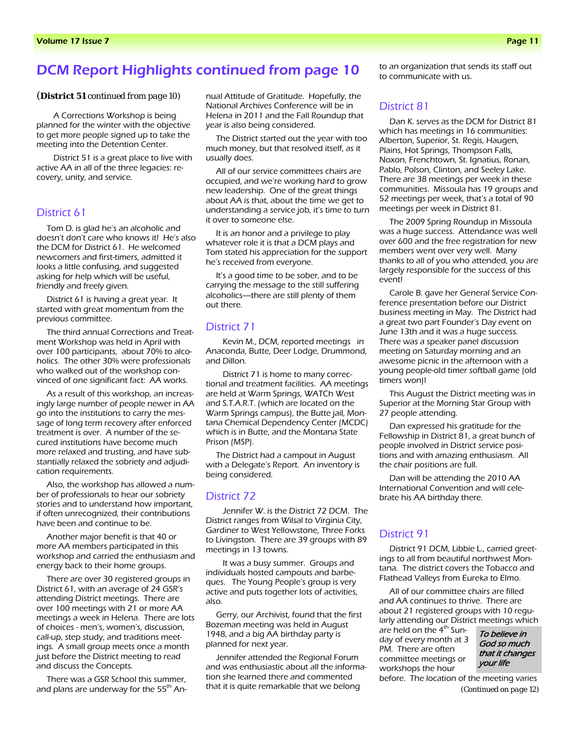# DCM Report Highlights continued from page 10

**(District 51** continued from page 10)

A Corrections Workshop is being planned for the winter with the objective to get more people signed up to take the meeting into the Detention Center.

District 51 is a great place to live with active AA in all of the three legacies: recovery, unity, and service.

## District 61

Tom D. is glad he's an alcoholic and doesn't don't care who knows it! He's also the DCM for District 61. He welcomed newcomers and first-timers, admitted it looks a little confusing, and suggested asking for help which will be useful, friendly and freely given.

District 61 is having a great year. It started with great momentum from the previous committee.

The third annual Corrections and Treatment Workshop was held in April with over 100 participants, about 70% to alcoholics. The other 30% were professionals who walked out of the workshop convinced of one significant fact: AA works.

As a result of this workshop, an increasingly large number of people newer in AA go into the institutions to carry the message of long term recovery after enforced treatment is over. A number of the secured institutions have become much more relaxed and trusting, and have substantially relaxed the sobriety and adjudication requirements.

Also, the workshop has allowed a number of professionals to hear our sobriety stories and to understand how important, if often unrecognized, their contributions have been and continue to be.

Another major benefit is that 40 or more AA members participated in this workshop and carried the enthusiasm and energy back to their home groups.

There are over 30 registered groups in District 61, with an average of 24 GSR's attending District meetings. There are over 100 meetings with 21 or more AA meetings a week in Helena. There are lots of choices - men's, women's, discussion, call-up, step study, and traditions meetings. A small group meets once a month just before the District meeting to read and discuss the Concepts.

There was a GSR School this summer, and plans are underway for the 55th Annual Attitude of Gratitude. Hopefully, the National Archives Conference will be in Helena in 2011 and the Fall Roundup that year is also being considered.

The District started out the year with too much money, but that resolved itself, as it usually does.

All of our service committees chairs are occupied, and we're working hard to grow new leadership. One of the great things about AA is that, about the time we get to understanding a service job, it's time to turn it over to someone else.

It is an honor and a privilege to play whatever role it is that a DCM plays and Tom stated his appreciation for the support he's received from everyone.

It's a good time to be sober, and to be carrying the message to the still suffering alcoholics—there are still plenty of them out there.

## District 71

Kevin M., DCM, reported meetings in Anaconda, Butte, Deer Lodge, Drummond, and Dillon.

District 71 is home to many correctional and treatment facilities. AA meetings are held at Warm Springs, WATCh West and S.T.A.R.T. (which are located on the Warm Springs campus), the Butte jail, Montana Chemical Dependency Center (MCDC) which is in Butte, and the Montana State Prison (MSP).

The District had a campout in August with a Delegate's Report. An inventory is being considered.

## District 72

Jennifer W. is the District 72 DCM. The District ranges from Wilsal to Virginia City, Gardiner to West Yellowstone, Three Forks to Livingston. There are 39 groups with 89 meetings in 13 towns.

It was a busy summer. Groups and individuals hosted campouts and barbeques. The Young People's group is very active and puts together lots of activities, also.

Gerry, our Archivist, found that the first Bozeman meeting was held in August 1948, and a big AA birthday party is planned for next year.

Jennifer attended the Regional Forum and was enthusiastic about all the information she learned there and commented that it is quite remarkable that we belong to an organization that sends its staff out to communicate with us.

## District 81

Dan K. serves as the DCM for District 81 which has meetings in 16 communities: Alberton, Superior, St. Regis, Haugen, Plains, Hot Springs, Thompson Falls, Noxon, Frenchtown, St. Ignatius, Ronan, Pablo, Polson, Clinton, and Seeley Lake. There are 38 meetings per week in these communities. Missoula has 19 groups and 52 meetings per week, that's a total of 90 meetings per week in District 81.

The 2009 Spring Roundup in Missoula was a huge success. Attendance was well over 600 and the free registration for new members went over very well. Many thanks to all of you who attended, you are largely responsible for the success of this event!

Carole B. gave her General Service Conference presentation before our District business meeting in May. The District had a great two part Founder's Day event on June 13th and it was a huge success. There was a speaker panel discussion meeting on Saturday morning and an awesome picnic in the afternoon with a young people-old timer softball game (old timers won)!

This August the District meeting was in Superior at the Morning Star Group with 27 people attending.

Dan expressed his gratitude for the Fellowship in District 81, a great bunch of people involved in District service positions and with amazing enthusiasm. All the chair positions are full.

Dan will be attending the 2010 AA International Convention and will celebrate his AA birthday there.

## District 91

District 91 DCM, Libbie L., carried greetings to all from beautiful northwest Montana. The district covers the Tobacco and Flathead Valleys from Eureka to Elmo.

All of our committee chairs are filled and AA continues to thrive. There are about 21 registered groups with 10 regularly attending our District meetings which are held on the 4th Sunday of every month at 3 PM. There are often committee meetings or workshops the hour before. The location of the meeting varies

*To believe in God so much that it changes your life*

(Continued on page 12)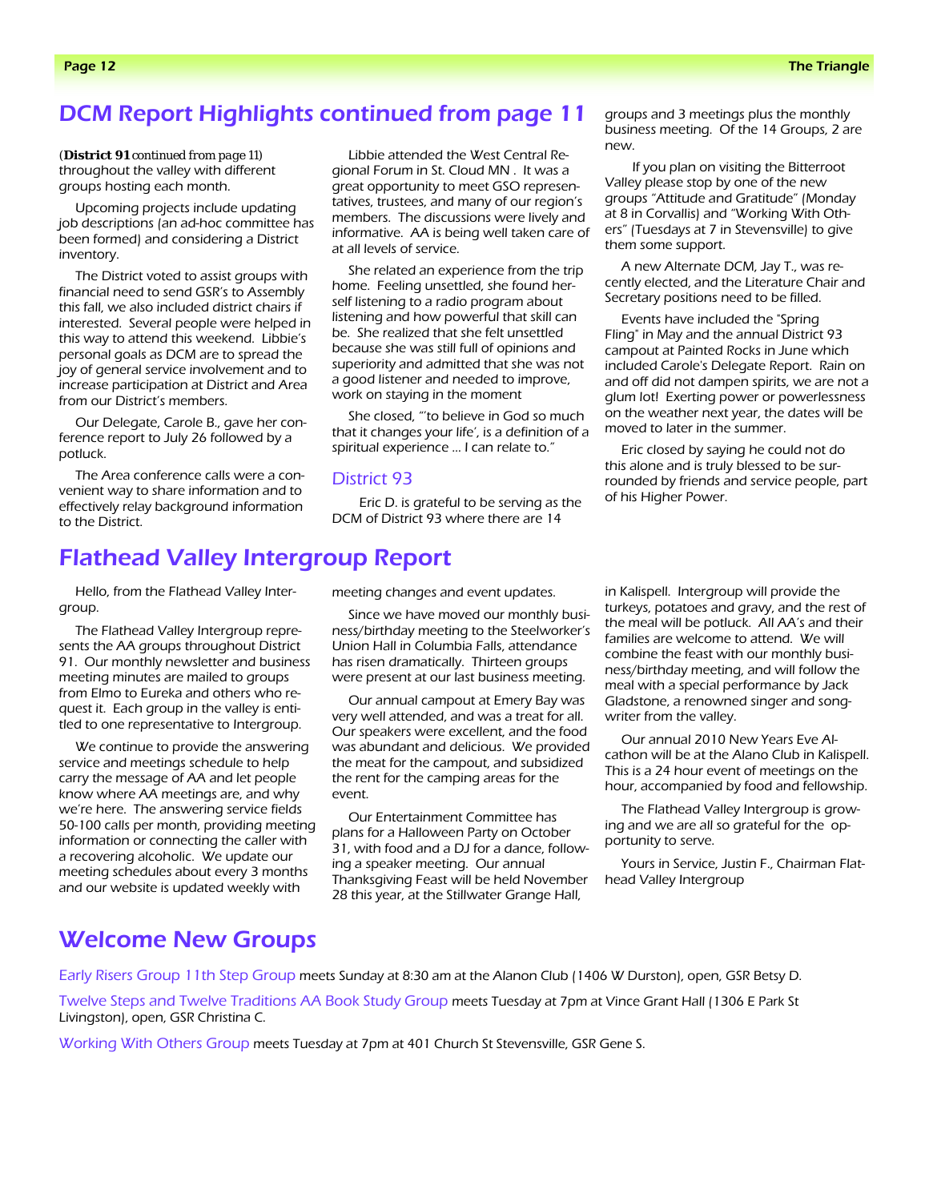## DCM Report Highlights continued from page 11

(**District 91** continued from page 11) throughout the valley with different groups hosting each month.

Upcoming projects include updating job descriptions (an ad-hoc committee has been formed) and considering a District inventory.

The District voted to assist groups with financial need to send GSR's to Assembly this fall, we also included district chairs if interested. Several people were helped in this way to attend this weekend. Libbie's personal goals as DCM are to spread the joy of general service involvement and to increase participation at District and Area from our District's members.

Our Delegate, Carole B., gave her conference report to July 26 followed by a potluck.

The Area conference calls were a convenient way to share information and to effectively relay background information to the District.

Libbie attended the West Central Regional Forum in St. Cloud MN . It was a great opportunity to meet GSO representatives, trustees, and many of our region's members. The discussions were lively and informative. AA is being well taken care of at all levels of service.

She related an experience from the trip home. Feeling unsettled, she found herself listening to a radio program about listening and how powerful that skill can be. She realized that she felt unsettled because she was still full of opinions and superiority and admitted that she was not a good listener and needed to improve, work on staying in the moment

She closed, "'to believe in God so much that it changes your life', is a definition of a spiritual experience … I can relate to."

### District 93

Eric D. is grateful to be serving as the DCM of District 93 where there are 14 groups and 3 meetings plus the monthly business meeting. Of the 14 Groups, 2 are new.

If you plan on visiting the Bitterroot Valley please stop by one of the new groups "Attitude and Gratitude" (Monday at 8 in Corvallis) and "Working With Others" (Tuesdays at 7 in Stevensville) to give them some support.

A new Alternate DCM, Jay T., was recently elected, and the Literature Chair and Secretary positions need to be filled.

Events have included the "Spring Fling" in May and the annual District 93 campout at Painted Rocks in June which included Carole's Delegate Report. Rain on and off did not dampen spirits, we are not a glum lot! Exerting power or powerlessness on the weather next year, the dates will be moved to later in the summer.

Eric closed by saying he could not do this alone and is truly blessed to be surrounded by friends and service people, part of his Higher Power.

## Flathead Valley Intergroup Report

Hello, from the Flathead Valley Intergroup.

The Flathead Valley Intergroup represents the AA groups throughout District 91. Our monthly newsletter and business meeting minutes are mailed to groups from Elmo to Eureka and others who request it. Each group in the valley is entitled to one representative to Intergroup.

We continue to provide the answering service and meetings schedule to help carry the message of AA and let people know where AA meetings are, and why we're here. The answering service fields 50-100 calls per month, providing meeting information or connecting the caller with a recovering alcoholic. We update our meeting schedules about every 3 months and our website is updated weekly with meeting changes and event updates.

Since we have moved our monthly business/birthday meeting to the Steelworker's Union Hall in Columbia Falls, attendance has risen dramatically. Thirteen groups were present at our last business meeting.

Our annual campout at Emery Bay was very well attended, and was a treat for all. Our speakers were excellent, and the food was abundant and delicious. We provided the meat for the campout, and subsidized the rent for the camping areas for the event.

Our Entertainment Committee has plans for a Halloween Party on October 31, with food and a DJ for a dance, following a speaker meeting. Our annual Thanksgiving Feast will be held November 28 this year, at the Stillwater Grange Hall, in Kalispell. Intergroup will provide the turkeys, potatoes and gravy, and the rest of the meal will be potluck. All AA's and their families are welcome to attend. We will combine the feast with our monthly business/birthday meeting, and will follow the meal with a special performance by Jack Gladstone, a renowned singer and songwriter from the valley.

Our annual 2010 New Years Eve Alcathon will be at the Alano Club in Kalispell. This is a 24 hour event of meetings on the hour, accompanied by food and fellowship.

The Flathead Valley Intergroup is growing and we are all so grateful for the opportunity to serve.

Yours in Service, Justin F., Chairman Flathead Valley Intergroup

## Welcome New Groups

Early Risers Group 11th Step Group meets Sunday at 8:30 am at the Alanon Club (1406 W Durston), open, GSR Betsy D.

Twelve Steps and Twelve Traditions AA Book Study Group meets Tuesday at 7pm at Vince Grant Hall (1306 E Park St Livingston), open, GSR Christina C.

Working With Others Group meets Tuesday at 7pm at 401 Church St Stevensville, GSR Gene S.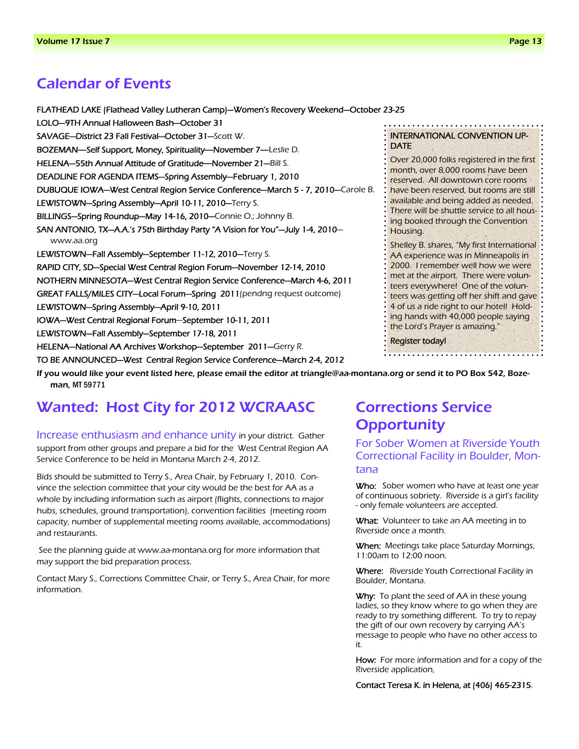# Calendar of Events

FLATHEAD LAKE (Flathead Valley Lutheran Camp)—Women's Recovery Weekend—October 23-25

LOLO—9TH Annual Halloween Bash—October 31

SAVAGE—District 23 Fall Festival—October 31—Scott W.

BOZEMAN—Self Support, Money, Spirituality—November 7—Leslie D.

HELENA—55th Annual Attitude of Gratitude—November 21—Bill S.

DEADLINE FOR AGENDA ITEMS—Spring Assembly—February 1, 2010

DUBUQUE IOWA—West Central Region Service Conference—March 5 - 7, 2010—Carole B.

LEWISTOWN—Spring Assembly—April 10-11, 2010—Terry S.

BILLINGS—Spring Roundup—May 14-16, 2010—Connie O.; Johnny B.

SAN ANTONIO, TX—A.A.'s 75th Birthday Party "A Vision for You"—July 1-4, 2010—www.aa.org

LEWISTOWN—Fall Assembly—September 11-12, 2010—Terry S.

RAPID CITY, SD—Special West Central Region Forum—November 12-14, 2010

NOTHERN MINNESOTA—West Central Region Service Conference—March 4-6, 2011

GREAT FALLS/MILES CITY—Local Forum—Spring 2011(pendng request outcome)

LEWISTOWN—Spring Assembly—April 9-10, 2011

IOWA—West Central Regional Forum—September 10-11, 2011

LEWISTOWN—Fall Assembly—September 17-18, 2011

HELENA—National AA Archives Workshop—September 2011—Gerry R.

TO BE ANNOUNCED—West Central Region Service Conference—March 2-4, 2012

**If you would like your event listed here, please email the editor at triangle@aa-montana.org or send it to PO Box 542, Bozeman, MT 59771**

### INTERNATIONAL CONVENTION UPDATE

Over 20,000 folks registered in the first month, over 8,000 rooms have been reserved. All downtown core rooms have been reserved, but rooms are still available and being added as needed. There will be shuttle service to all housing booked through the Convention Housing.

Shelley B. shares, "My first International AA experience was in Minneapolis in 2000. I remember well how we were met at the airport. There were volunteers everywhere! One of the volunteers was getting off her shift and gave 4 of us a ride right to our hotel! Holding hands with 40,000 people saying the Lord's Prayer is amazing."

Register today!

## Wanted: Host City for 2012 WCRAASC

Increase enthusiasm and enhance unity in your district. Gather support from other groups and prepare a bid for the West Central Region AA Service Conference to be held in Montana March 2-4, 2012.

Bids should be submitted to Terry S., Area Chair, by February 1, 2010. Convince the selection committee that your city would be the best for AA as a whole by including information such as airport (flights, connections to major hubs, schedules, ground transportation), convention facilities (meeting room capacity, number of supplemental meeting rooms available, accommodations) and restaurants.

See the planning guide at www.aa-montana.org for more information that may support the bid preparation process.

Contact Mary S., Corrections Committee Chair, or Terry S., Area Chair, for more information.

## Corrections Service Opportunity

### For Sober Women at Riverside Youth Correctional Facility in Boulder, Montana

**Who:** Sober women who have at least one year of continuous sobriety. Riverside is a girl's facility - only female volunteers are accepted.

**What:** Volunteer to take an AA meeting in to Riverside once a month.

**When:** Meetings take place Saturday Mornings, 11:00am to 12:00 noon.

**Where:** Riverside Youth Correctional Facility in Boulder, Montana.

**Why:** To plant the seed of AA in these young ladies, so they know where to go when they are ready to try something different. To try to repay the gift of our own recovery by carrying AA's message to people who have no other access to it.

**How:** For more information and for a copy of the Riverside application,

Contact Teresa K. in Helena, at (406) 465-2315.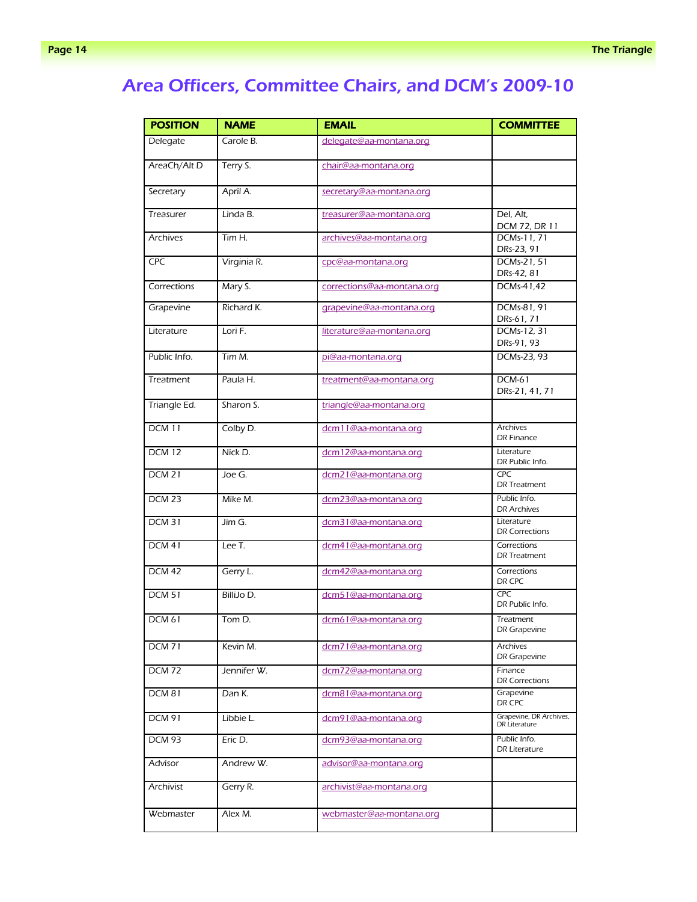# Area Officers, Committee Chairs, and DCM's 2009-10

| POSITION | NAME | EMAIL | COMMITTEE |
|---|---|---|---|
| Delegate | Carole B. | delegate@aa-montana.org | |
| AreaCh/Alt D | Terry S. | chair@aa-montana.org | |
| Secretary | April A. | secretary@aa-montana.org | |
| Treasurer | Linda B. | treasurer@aa-montana.org | Del, Alt, DCM 72, DR 11 |
| Archives | Tim H. | archives@aa-montana.org | DCMs-11, 71 DRs-23, 91 |
| CPC | Virginia R. | cpc@aa-montana.org | DCMs-21, 51 DRs-42, 81 |
| Corrections | Mary S. | corrections@aa-montana.org | DCMs-41,42 |
| Grapevine | Richard K. | grapevine@aa-montana.org | DCMs-81, 91 DRs-61, 71 |
| Literature | Lori F. | literature@aa-montana.org | DCMs-12, 31 DRs-91, 93 |
| Public Info. | Tim M. | pi@aa-montana.org | DCMs-23, 93 |
| Treatment | Paula H. | treatment@aa-montana.org | DCM-61 DRs-21, 41, 71 |
| Triangle Ed. | Sharon S. | triangle@aa-montana.org | |
| DCM 11 | Colby D. | dcm11@aa-montana.org | Archives DR Finance |
| DCM 12 | Nick D. | dcm12@aa-montana.org | Literature DR Public Info. |
| DCM 21 | Joe G. | dcm21@aa-montana.org | CPC DR Treatment |
| DCM 23 | Mike M. | dcm23@aa-montana.org | Public Info. DR Archives |
| DCM 31 | Jim G. | dcm31@aa-montana.org | Literature DR Corrections |
| DCM 41 | Lee T. | dcm41@aa-montana.org | Corrections DR Treatment |
| DCM 42 | Gerry L. | dcm42@aa-montana.org | Corrections DR CPC |
| DCM 51 | BilliJo D. | dcm51@aa-montana.org | CPC DR Public Info. |
| DCM 61 | Tom D. | dcm61@aa-montana.org | Treatment DR Grapevine |
| DCM 71 | Kevin M. | dcm71@aa-montana.org | Archives DR Grapevine |
| DCM 72 | Jennifer W. | dcm72@aa-montana.org | Finance DR Corrections |
| DCM 81 | Dan K. | dcm81@aa-montana.org | Grapevine DR CPC |
| DCM 91 | Libbie L. | dcm91@aa-montana.org | Grapevine, DR Archives, DR Literature |
| DCM 93 | Eric D. | dcm93@aa-montana.org | Public Info. DR Literature |
| Advisor | Andrew W. | advisor@aa-montana.org | |
| Archivist | Gerry R. | archivist@aa-montana.org | |
| Webmaster | Alex M. | webmaster@aa-montana.org | |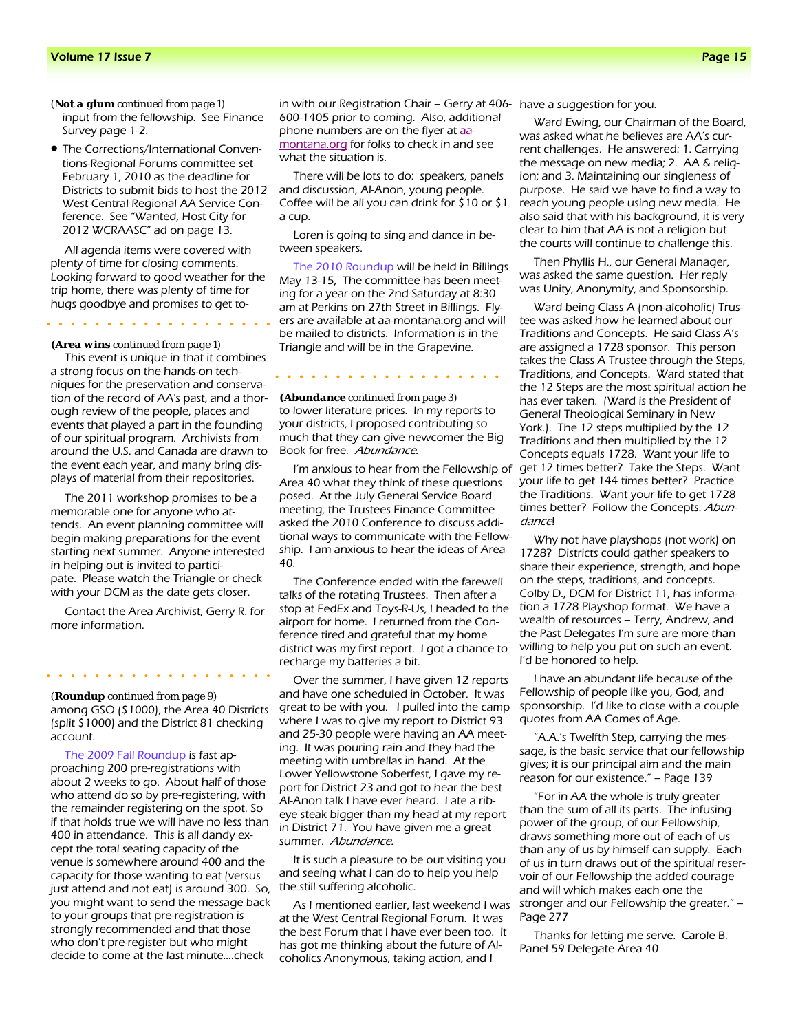(**Not a glum** continued from page 1)
input from the fellowship. See Finance Survey page 1-2.

- The Corrections/International Conventions-Regional Forums committee set February 1, 2010 as the deadline for Districts to submit bids to host the 2012 West Central Regional AA Service Conference. See "Wanted, Host City for 2012 WCRAASC" ad on page 13.

All agenda items were covered with plenty of time for closing comments. Looking forward to good weather for the trip home, there was plenty of time for hugs goodbye and promises to get to-

---

(**Area wins** continued from page 1)
This event is unique in that it combines a strong focus on the hands-on techniques for the preservation and conservation of the record of AA's past, and a thorough review of the people, places and events that played a part in the founding of our spiritual program. Archivists from around the U.S. and Canada are drawn to the event each year, and many bring displays of material from their repositories.

The 2011 workshop promises to be a memorable one for anyone who attends. An event planning committee will begin making preparations for the event starting next summer. Anyone interested in helping out is invited to participate. Please watch the Triangle or check with your DCM as the date gets closer.

Contact the Area Archivist, Gerry R. for more information.

---

(**Roundup** continued from page 9)
among GSO ($1000), the Area 40 Districts (split $1000) and the District 81 checking account.

The 2009 Fall Roundup is fast approaching 200 pre-registrations with about 2 weeks to go. About half of those who attend do so by pre-registering, with the remainder registering on the spot. So if that holds true we will have no less than 400 in attendance. This is all dandy except the total seating capacity of the venue is somewhere around 400 and the capacity for those wanting to eat (versus just attend and not eat) is around 300. So, you might want to send the message back to your groups that pre-registration is strongly recommended and that those who don't pre-register but who might decide to come at the last minute....check in with our Registration Chair – Gerry at 406-600-1405 prior to coming. Also, additional phone numbers are on the flyer at aa-montana.org for folks to check in and see what the situation is.

There will be lots to do: speakers, panels and discussion, Al-Anon, young people. Coffee will be all you can drink for $10 or $1 a cup.

Loren is going to sing and dance in between speakers.

The 2010 Roundup will be held in Billings May 13-15, The committee has been meeting for a year on the 2nd Saturday at 8:30 am at Perkins on 27th Street in Billings. Flyers are available at aa-montana.org and will be mailed to districts. Information is in the Triangle and will be in the Grapevine.

---

(**Abundance** continued from page 3)
to lower literature prices. In my reports to your districts, I proposed contributing so much that they can give newcomer the Big Book for free. *Abundance*.

I'm anxious to hear from the Fellowship of Area 40 what they think of these questions posed. At the July General Service Board meeting, the Trustees Finance Committee asked the 2010 Conference to discuss additional ways to communicate with the Fellowship. I am anxious to hear the ideas of Area 40.

The Conference ended with the farewell talks of the rotating Trustees. Then after a stop at FedEx and Toys-R-Us, I headed to the airport for home. I returned from the Conference tired and grateful that my home district was my first report. I got a chance to recharge my batteries a bit.

Over the summer, I have given 12 reports and have one scheduled in October. It was great to be with you. I pulled into the camp where I was to give my report to District 93 and 25-30 people were having an AA meeting. It was pouring rain and they had the meeting with umbrellas in hand. At the Lower Yellowstone Soberfest, I gave my report for District 23 and got to hear the best Al-Anon talk I have ever heard. I ate a rib-eye steak bigger than my head at my report in District 71. You have given me a great summer. *Abundance*.

It is such a pleasure to be out visiting you and seeing what I can do to help you help the still suffering alcoholic.

As I mentioned earlier, last weekend I was at the West Central Regional Forum. It was the best Forum that I have ever been too. It has got me thinking about the future of Alcoholics Anonymous, taking action, and I have a suggestion for you.

Ward Ewing, our Chairman of the Board, was asked what he believes are AA's current challenges. He answered: 1. Carrying the message on new media; 2. AA & religion; and 3. Maintaining our singleness of purpose. He said we have to find a way to reach young people using new media. He also said that with his background, it is very clear to him that AA is not a religion but the courts will continue to challenge this.

Then Phyllis H., our General Manager, was asked the same question. Her reply was Unity, Anonymity, and Sponsorship.

Ward being Class A (non-alcoholic) Trustee was asked how he learned about our Traditions and Concepts. He said Class A's are assigned a 1728 sponsor. This person takes the Class A Trustee through the Steps, Traditions, and Concepts. Ward stated that the 12 Steps are the most spiritual action he has ever taken. (Ward is the President of General Theological Seminary in New York.). The 12 steps multiplied by the 12 Traditions and then multiplied by the 12 Concepts equals 1728. Want your life to get 12 times better? Take the Steps. Want your life to get 144 times better? Practice the Traditions. Want your life to get 1728 times better? Follow the Concepts. *Abundance*!

Why not have playshops (not work) on 1728? Districts could gather speakers to share their experience, strength, and hope on the steps, traditions, and concepts. Colby D., DCM for District 11, has information a 1728 Playshop format. We have a wealth of resources – Terry, Andrew, and the Past Delegates I'm sure are more than willing to help you put on such an event. I'd be honored to help.

I have an abundant life because of the Fellowship of people like you, God, and sponsorship. I'd like to close with a couple quotes from AA Comes of Age.

"A.A.'s Twelfth Step, carrying the message, is the basic service that our fellowship gives; it is our principal aim and the main reason for our existence." – Page 139

"For in AA the whole is truly greater than the sum of all its parts. The infusing power of the group, of our Fellowship, draws something more out of each of us than any of us by himself can supply. Each of us in turn draws out of the spiritual reservoir of our Fellowship the added courage and will which makes each one the stronger and our Fellowship the greater." – Page 277

Thanks for letting me serve. Carole B.
Panel 59 Delegate Area 40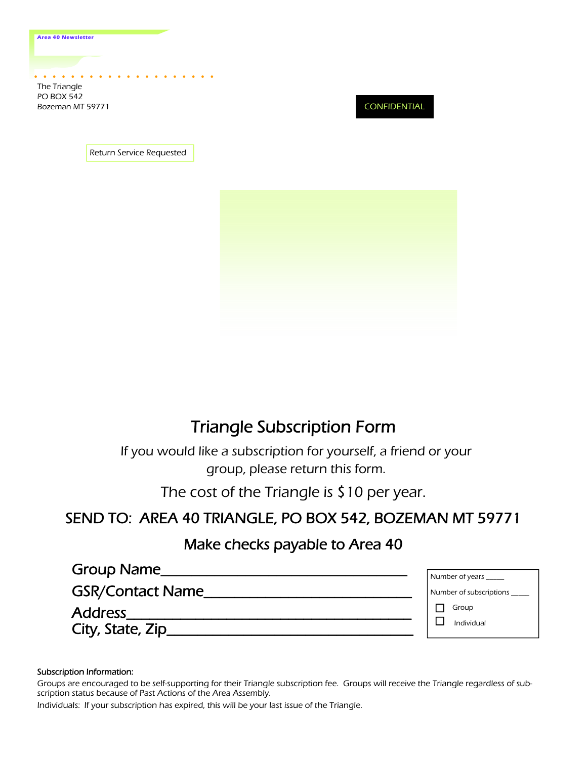Area 40 Newsletter

The Triangle
PO BOX 542
Bozeman MT 59771

CONFIDENTIAL

Return Service Requested

# Triangle Subscription Form

If you would like a subscription for yourself, a friend or your group, please return this form.

The cost of the Triangle is $10 per year.

SEND TO: AREA 40 TRIANGLE, PO BOX 542, BOZEMAN MT 59771

Make checks payable to Area 40

Group Name___________________________________

GSR/Contact Name______________________________

Address______________________________________

City, State, Zip_________________________________

Number of years _____

Number of subscriptions _____

☐ Group

☐ Individual

Subscription Information:

Groups are encouraged to be self-supporting for their Triangle subscription fee. Groups will receive the Triangle regardless of subscription status because of Past Actions of the Area Assembly.

Individuals: If your subscription has expired, this will be your last issue of the Triangle.